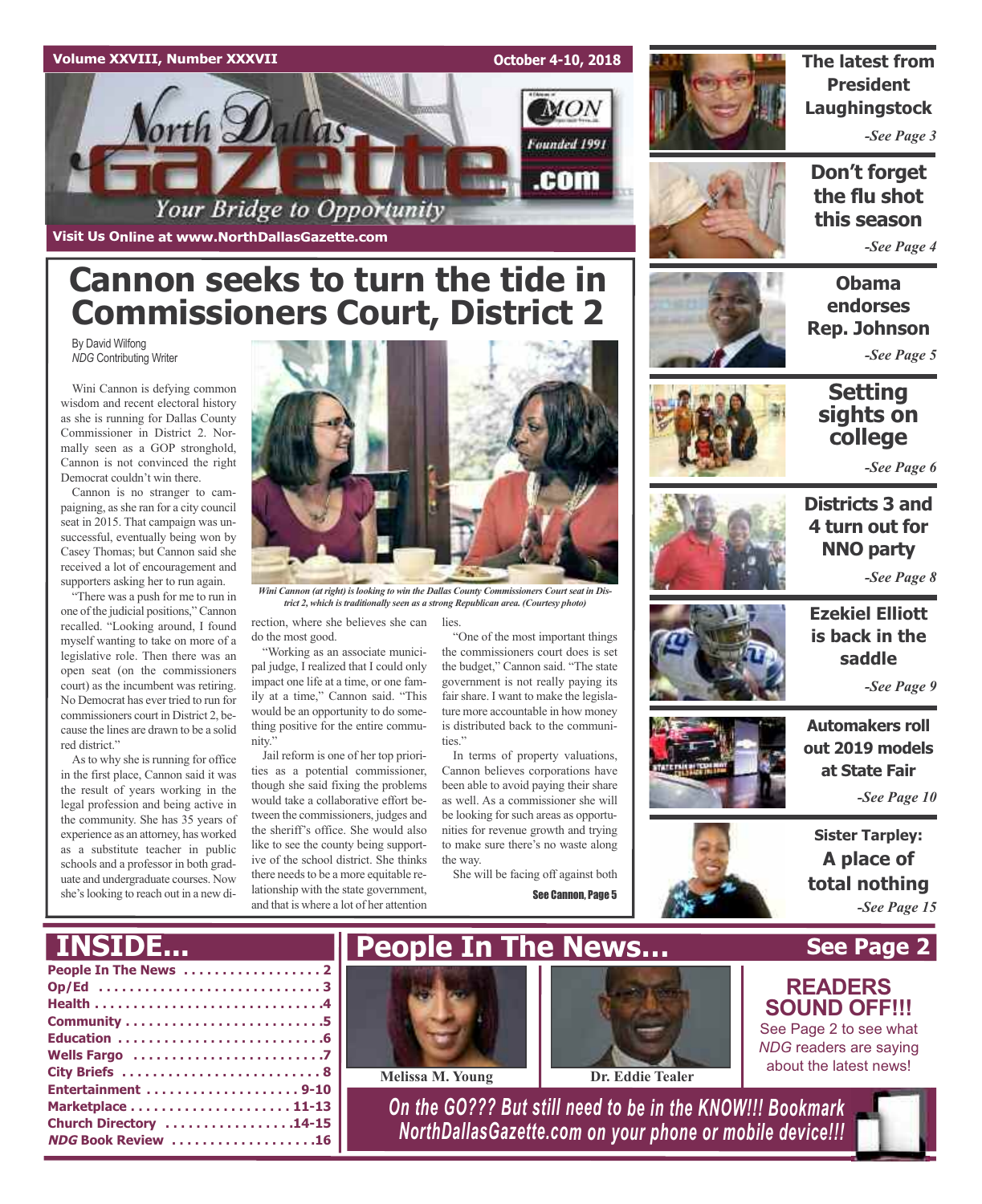Volume XXVIII, Number XXXVII — October 4-10, 2018

# North Dallas Gazette .com

Your Bridge to Opportunity

Founded 1991

Visit Us Online at www.NorthDallasGazette.com

# Cannon seeks to turn the tide in Commissioners Court, District 2

By David Wilfong
*NDG* Contributing Writer

Wini Cannon is defying common wisdom and recent electoral history as she is running for Dallas County Commissioner in District 2. Normally seen as a GOP stronghold, Cannon is not convinced the right Democrat couldn't win there.

Cannon is no stranger to campaigning, as she ran for a city council seat in 2015. That campaign was unsuccessful, eventually being won by Casey Thomas; but Cannon said she received a lot of encouragement and supporters asking her to run again.

"There was a push for me to run in one of the judicial positions," Cannon recalled. "Looking around, I found myself wanting to take on more of a legislative role. Then there was an open seat (on the commissioners court) as the incumbent was retiring. No Democrat has ever tried to run for commissioners court in District 2, because the lines are drawn to be a solid red district."

As to why she is running for office in the first place, Cannon said it was the result of years working in the legal profession and being active in the community. She has 35 years of experience as an attorney, has worked as a substitute teacher in public schools and a professor in both graduate and undergraduate courses. Now she's looking to reach out in a new direction, where she believes she can do the most good.

*Wini Cannon (at right) is looking to win the Dallas County Commissioners Court seat in District 2, which is traditionally seen as a strong Republican area. (Courtesy photo)*

"Working as an associate municipal judge, I realized that I could only impact one life at a time, or one family at a time," Cannon said. "This would be an opportunity to do something positive for the entire community."

Jail reform is one of her top priorities as a potential commissioner, though she said fixing the problems would take a collaborative effort between the commissioners, judges and the sheriff's office. She would also like to see the county being supportive of the school district. She thinks there needs to be a more equitable relationship with the state government, and that is where a lot of her attention lies.

"One of the most important things the commissioners court does is set the budget," Cannon said. "The state government is not really paying its fair share. I want to make the legislature more accountable in how money is distributed back to the communities."

In terms of property valuations, Cannon believes corporations have been able to avoid paying their share as well. As a commissioner she will be looking for such areas as opportunities for revenue growth and trying to make sure there's no waste along the way.

She will be facing off against both

See Cannon, Page 5

---

**The latest from President Laughingstock** *-See Page 3*

**Don't forget the flu shot this season** *-See Page 4*

**Obama endorses Rep. Johnson** *-See Page 5*

**Setting sights on college** *-See Page 6*

**Districts 3 and 4 turn out for NNO party** *-See Page 8*

**Ezekiel Elliott is back in the saddle** *-See Page 9*

**Automakers roll out 2019 models at State Fair** *-See Page 10*

**Sister Tarpley: A place of total nothing** *-See Page 15*

---

## INSIDE...

- People In The News . . . . . 2
- Op/Ed . . . . . 3
- Health . . . . . 4
- Community . . . . . 5
- Education . . . . . 6
- Wells Fargo . . . . . 7
- City Briefs . . . . . 8
- Entertainment . . . . . 9-10
- Marketplace . . . . . 11-13
- Church Directory . . . . . 14-15
- *NDG* Book Review . . . . . 16

## People In The News... See Page 2

Melissa M. Young

Dr. Eddie Tealer

**READERS SOUND OFF!!!**
See Page 2 to see what *NDG* readers are saying about the latest news!

*On the GO??? But still need to be in the KNOW!!! Bookmark NorthDallasGazette.com on your phone or mobile device!!!*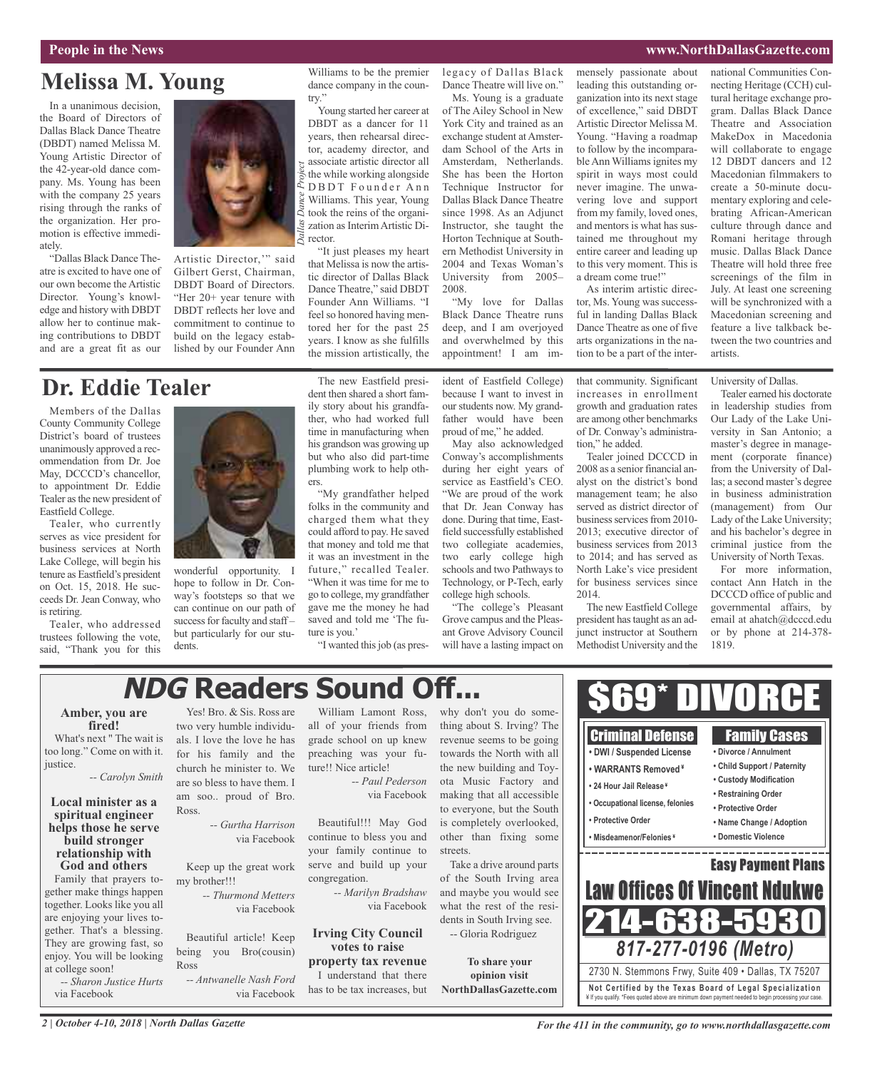# Melissa M. Young

In a unanimous decision, the Board of Directors of Dallas Black Dance Theatre (DBDT) named Melissa M. Young Artistic Director of the 42-year-old dance company. Ms. Young has been with the company 25 years rising through the ranks of the organization. Her promotion is effective immediately.

"Dallas Black Dance Theatre is excited to have one of our own become the Artistic Director. Young's knowledge and history with DBDT allow her to continue making contributions to DBDT and are a great fit as our Artistic Director,'" said Gilbert Gerst, Chairman, DBDT Board of Directors. "Her 20+ year tenure with DBDT reflects her love and commitment to continue to build on the legacy established by our Founder Ann Williams to be the premier dance company in the country."

*Dallas Dance Project*

Young started her career at DBDT as a dancer for 11 years, then rehearsal director, academy director, and associate artistic director all the while working alongside DBDT Founder Ann Williams. This year, Young took the reins of the organization as Interim Artistic Director.

"It just pleases my heart that Melissa is now the artistic director of Dallas Black Dance Theatre," said DBDT Founder Ann Williams. "I feel so honored having mentored her for the past 25 years. I know as she fulfills the mission artistically, the legacy of Dallas Black Dance Theatre will live on."

Ms. Young is a graduate of The Ailey School in New York City and trained as an exchange student at Amsterdam School of the Arts in Amsterdam, Netherlands. She has been the Horton Technique Instructor for Dallas Black Dance Theatre since 1998. As an Adjunct Instructor, she taught the Horton Technique at Southern Methodist University in 2004 and Texas Woman's University from 2005–2008.

"My love for Dallas Black Dance Theatre runs deep, and I am overjoyed and overwhelmed by this appointment! I am immensely passionate about leading this outstanding organization into its next stage of excellence," said DBDT Artistic Director Melissa M. Young. "Having a roadmap to follow by the incomparable Ann Williams ignites my spirit in ways most could never imagine. The unwavering love and support from my family, loved ones, and mentors is what has sustained me throughout my entire career and leading up to this very moment. This is a dream come true!"

As interim artistic director, Ms. Young was successful in landing Dallas Black Dance Theatre as one of five arts organizations in the nation to be a part of the international Communities Connecting Heritage (CCH) cultural heritage exchange program. Dallas Black Dance Theatre and Association MakeDox in Macedonia will collaborate to engage 12 DBDT dancers and 12 Macedonian filmmakers to create a 50-minute documentary exploring and celebrating African-American culture through dance and Romani heritage through music. Dallas Black Dance Theatre will hold three free screenings of the film in July. At least one screening will be synchronized with a Macedonian screening and feature a live talkback between the two countries and artists.

# Dr. Eddie Tealer

Members of the Dallas County Community College District's board of trustees unanimously approved a recommendation from Dr. Joe May, DCCCD's chancellor, to appointment Dr. Eddie Tealer as the new president of Eastfield College.

Tealer, who currently serves as vice president for business services at North Lake College, will begin his tenure as Eastfield's president on Oct. 15, 2018. He succeeds Dr. Jean Conway, who is retiring.

Tealer, who addressed trustees following the vote, said, "Thank you for this wonderful opportunity. I hope to follow in Dr. Conway's footsteps so that we can continue on our path of success for faculty and staff – but particularly for our students.

The new Eastfield president then shared a short family story about his grandfather, who had worked full time in manufacturing when his grandson was growing up but who also did part-time plumbing work to help others.

"My grandfather helped folks in the community and charged them what they could afford to pay. He saved that money and told me that it was an investment in the future," recalled Tealer. "When it was time for me to go to college, my grandfather gave me the money he had saved and told me 'The future is you.'

"I wanted this job (as president of Eastfield College) because I want to invest in our students now. My grandfather would have been proud of me," he added.

May also acknowledged Conway's accomplishments during her eight years of service as Eastfield's CEO. "We are proud of the work that Dr. Jean Conway has done. During that time, Eastfield successfully established two collegiate academies, two early college high schools and two Pathways to Technology, or P-Tech, early college high schools.

"The college's Pleasant Grove campus and the Pleasant Grove Advisory Council will have a lasting impact on that community. Significant increases in enrollment growth and graduation rates are among other benchmarks of Dr. Conway's administration," he added.

Tealer joined DCCCD in 2008 as a senior financial analyst on the district's bond management team; he also served as district director of business services from 2010-2013; executive director of business services from 2013 to 2014; and has served as North Lake's vice president for business services since 2014.

The new Eastfield College president has taught as an adjunct instructor at Southern Methodist University and the University of Dallas.

Tealer earned his doctorate in leadership studies from Our Lady of the Lake University in San Antonio; a master's degree in management (corporate finance) from the University of Dallas; a second master's degree in business administration (management) from Our Lady of the Lake University; and his bachelor's degree in criminal justice from the University of North Texas.

For more information, contact Ann Hatch in the DCCCD office of public and governmental affairs, by email at ahatch@dcccd.edu or by phone at 214-378-1819.

# *NDG* Readers Sound Off...

### Amber, you are fired!

What's next " The wait is too long." Come on with it. justice.

*-- Carolyn Smith*

### Local minister as a spiritual engineer helps those he serve build stronger relationship with God and others

Family that prayers together make things happen together. Looks like you all are enjoying your lives together. That's a blessing. They are growing fast, so enjoy. You will be looking at college soon!

*-- Sharon Justice Hurts* via Facebook

Yes! Bro. & Sis. Ross are two very humble individuals. I love the love he has for his family and the church he minister to. We are so bless to have them. I am soo.. proud of Bro. Ross.

*-- Gurtha Harrison* via Facebook

Keep up the great work my brother!!!

*-- Thurmond Metters* via Facebook

Beautiful article! Keep being you Bro(cousin) Ross

*-- Antwanelle Nash Ford* via Facebook

William Lamont Ross, all of your friends from grade school on up knew preaching was your future!! Nice article!

*-- Paul Pederson* via Facebook

Beautiful!!! May God continue to bless you and your family continue to serve and build up your congregation.

*-- Marilyn Bradshaw* via Facebook

### Irving City Council votes to raise property tax revenue

I understand that there has to be tax increases, but why don't you do something about S. Irving? The revenue seems to be going towards the North with all the new building and Toyota Music Factory and making that all accessible to everyone, but the South is completely overlooked, other than fixing some streets.

Take a drive around parts of the South Irving area and maybe you would see what the rest of the residents in South Irving see.

-- Gloria Rodriguez

**To share your opinion visit NorthDallasGazette.com**

# $69* DIVORCE

**Criminal Defense**
- DWI / Suspended License
- WARRANTS Removed ¥
- 24 Hour Jail Release ¥
- Occupational license, felonies
- Protective Order
- Misdeamenor/Felonies ¥

**Family Cases**
- Divorce / Annulment
- Child Support / Paternity
- Custody Modification
- Restraining Order
- Protective Order
- Name Change / Adoption
- Domestic Violence

**Easy Payment Plans**

**Law Offices Of Vincent Ndukwe**

**214-638-5930**

*817-277-0196 (Metro)*

2730 N. Stemmons Frwy, Suite 409 • Dallas, TX 75207

**Not Certified by the Texas Board of Legal Specialization**
¥ If you qualify. *Fees quoted above are minimum down payment needed to begin processing your case.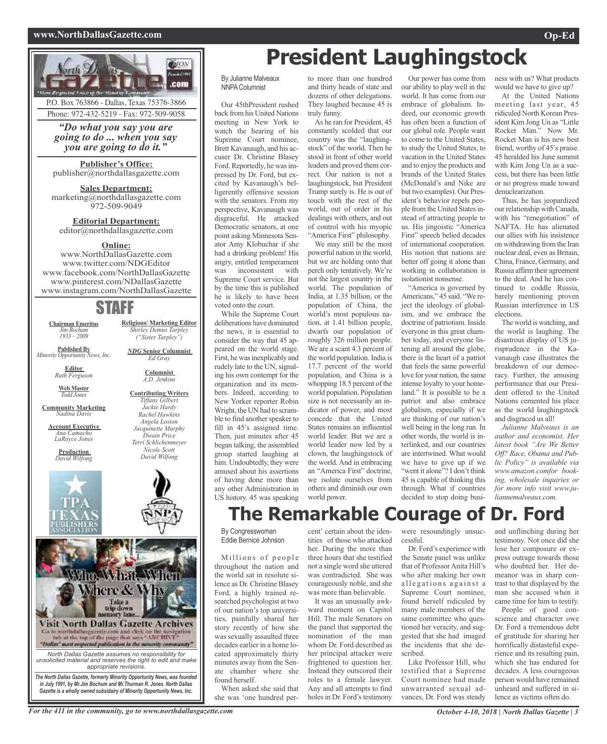P.O. Box 763866 - Dallas, Texas 75376-3866
Phone: 972-432-5219 - Fax: 972-509-9058

***"Do what you say you are going to do ... when you say you are going to do it."***

**Publisher's Office:**
publisher@northdallasgazette.com

**Sales Department:**
marketing@northdallasgazette.com
972-509-9049

**Editorial Department:**
editor@northdallasgazette.com

**Online:**
www.NorthDallasGazette.com
www.twitter.com/NDGEditor
www.facebook.com/NorthDallasGazette
www.pinterest.com/NDallasGazette
www.instagram.com/NorthDallasGazette

## STAFF

**Chairman Emeritus**
*Jim Bochum*
*1933 – 2009*

**Published By**
*Minority Opportunity News, Inc.*

**Editor**
*Ruth Ferguson*

**Web Master**
*Todd Jones*

**Community Marketing**
*Nadina Davis*

**Account Executive**
*Ana Camacho*
*LaRoyce Jones*

**Production**
*David Wilfong*

**Religious/ Marketing Editor**
*Shirley Demus Tarpley*
*("Sister Tarpley")*

***NDG* Senior Columnist**
*Ed Gray*

**Columnist**
*A.D. Jenkins*

**Contributing Writers**
*Tiffany Gilbert*
*Jackie Hardy*
*Rachel Hawkins*
*Angela Loston*
*Jacquinette Murphy*
*Dwain Price*
*Terri Schlichenmeyer*
*Nicole Scott*
*David Wilfong*

Who, What, When Where & Why
Take a trip down memory lane...
**Visit North Dallas Gazette Archives**
Go to northdallasgazette.com and click on the navigation tab at the top of the page that says "ARCHIVE"
*"Dallas' most respected publication in the minority community"*

*North Dallas Gazette assumes no responsibility for unsolicited material and reserves the right to edit and make appropriate revisions.*

***The North Dallas Gazette, formerly Minority Opportunity News, was founded in July 1991, by Mr.Jim Bochum and Mr.Thurman R. Jones. North Dallas Gazette is a wholly owned subsidairy of Minority Opportunity News, Inc.***

# President Laughingstock

By Julianne Malveaux
NNPA Columnist

Our 45thPresident rushed back from his United Nations meeting in New York to watch the hearing of his Supreme Court nominee, Brett Kavanaugh, and his accuser Dr. Christine Blasey Ford. Reportedly, he was impressed by Dr. Ford, but excited by Kavanaugh's belligerently offensive session with the senators. From my perspective, Kavanaugh was disgraceful. He attacked Democratic senators, at one point asking Minnesota Senator Amy Klobuchar if she had a drinking problem! His angry, entitled temperament was inconsistent with Supreme Court service. But by the time this is published he is likely to have been voted onto the court.

While the Supreme Court deliberations have dominated the news, it is essential to consider the way that 45 appeared on the world stage. First, he was inexplicably and rudely late to the UN, signaling his own contempt for the organization and its members. Indeed, according to New Yorker reporter Robin Wright, the UN had to scramble to find another speaker to fill in 45's assigned time. Then, just minutes after 45 began talking, the assembled group started laughing at him. Undoubtedly, they were amused about his assertions of having done more than any other Administration in US history. 45 was speaking to more than one hundred and thirty heads of state and dozens of other delegations. They laughed because 45 is truly funny.

As he ran for President, 45 constantly scolded that our country was the "laughingstock" of the world. Then he stood in front of other world leaders and proved them correct. Our nation is not a laughingstock, but President Trump surely is. He is out of touch with the rest of the world, out of order in his dealings with others, and out of control with his myopic "America First" philosophy.

We may still be the most powerful nation in the world, but we are holding onto that perch only tentatively. We're not the largest country in the world. The population of India, at 1.35 billion, or the population of China, the world's most populous nation, at 1.41 billion people, dwarfs our population of roughly 326 million people. We are a scant 4.3 percent of the world population. India is 17.7 percent of the world population, and China is a whopping 18.5 percent of the world population. Population size is not necessarily an indicator of power, and most concede that the United States remains an influential world leader. But we are a world leader now led by a clown, the laughingstock of the world. And in embracing an "America First" doctrine, we isolate ourselves from others and diminish our own world power.

Our power has come from our ability to play well in the world. It has come from our embrace of globalism. Indeed, our economic growth has often been a function of our global role. People want to come to the United States, to study the United States, to vacation in the United States and to enjoy the products and brands of the United States (McDonald's and Nike are but two examples). Our President's behavior repels people from the United States instead of attracting people to us. His jingoistic "America First" speech belied decades of international cooperation. His notion that nations are better off going it alone than working in collaboration is isolationist nonsense.

"America is governed by Americans," 45 said. "We reject the ideology of globalism, and we embrace the doctrine of patriotism. Inside everyone in this great chamber today, and everyone listening all around the globe, there is the heart of a patriot that feels the same powerful love for your nation, the same intense loyalty to your homeland." It is possible to be a patriot and also embrace globalism, especially if we are thinking of our nation's well being in the long run. In other words, the world is interlinked, and our countries are intertwined. What would we have to give up if we "went it alone"? I don't think 45 is capable of thinking this through. What if countries decided to stop doing business with us? What products would we have to give up?

At the United Nations meeting last year, 45 ridiculed North Korean President Kim Jong Un as "Little Rocket Man." Now Mr. Rocket Man is his new best friend, worthy of 45's praise. 45 heralded his June summit with Kim Jong Un as a success, but there has been little or no progress made toward denuclearization.

Thus, he has jeopardized our relationship with Canada, with his "renegotiation" of NAFTA. He has alienated our allies with his insistence on withdrawing from the Iran nuclear deal, even as Britain, China, France, Germany, and Russia affirm their agreement to the deal. And he has continued to coddle Russia, barely mentioning proven Russian interference in US elections.

The world is watching, and the world is laughing. The disastrous display of US jurisprudence in the Kavanaugh case illustrates the breakdown of our democracy. Further, the amusing performance that our President offered to the United Nations cemented his place as the world laughingstock and disgraced us all!

*Julianne Malveaux is an author and economist. Her latest book "Are We Better Off? Race, Obama and Public Policy" is available via www.amazon.comfor booking, wholesale inquiries or for more info visit www.juliannemalveaux.com.*

# The Remarkable Courage of Dr. Ford

By Congresswoman
Eddie Bernice Johnson

Millions of people throughout the nation and the world sat in resolute silence as Dr. Christine Blasey Ford, a highly trained researched psychologist at two of our nation's top universities, painfully shared her story recently of how she was sexually assaulted three decades earlier in a home located approximately thirty minutes away from the Senate chamber where she found herself.

When asked she said that she was 'one hundred percent' certain about the identities of those who attacked her. During the more than three hours that she testified not a single word she uttered was contradicted. She was courageously noble, and she was more than believable.

It was an unusually awkward moment on Capitol Hill. The male Senators on the panel that supported the nomination of the man whom Dr. Ford described as her principal attacker were frightened to question her. Instead they outscored their roles to a female lawyer. Any and all attempts to find holes in Dr. Ford's testimony were resoundingly unsuccessful.

Dr. Ford's experience with the Senate panel was unlike that of Professor Anita Hill's who after making her own allegations against a Supreme Court nominee, found herself ridiculed by many male members of the same committee who questioned her veracity, and suggested that she had imaged the incidents that she described.

Like Professor Hill, who testified that a Supreme Court nominee had made unwarranted sexual advances, Dr. Ford was steady and unflinching during her testimony. Not once did she lose her composure or express outrage towards those who doubted her. Her demeanor was in sharp contrast to that displayed by the man she accused when it came time for him to testify.

People of good conscience and character owe Dr. Ford a tremendous debt of gratitude for sharing her horrifically distasteful experience and its resulting pain, which she has endured for decades. A less courageous person would have remained unheard and suffered in silence as victims often do.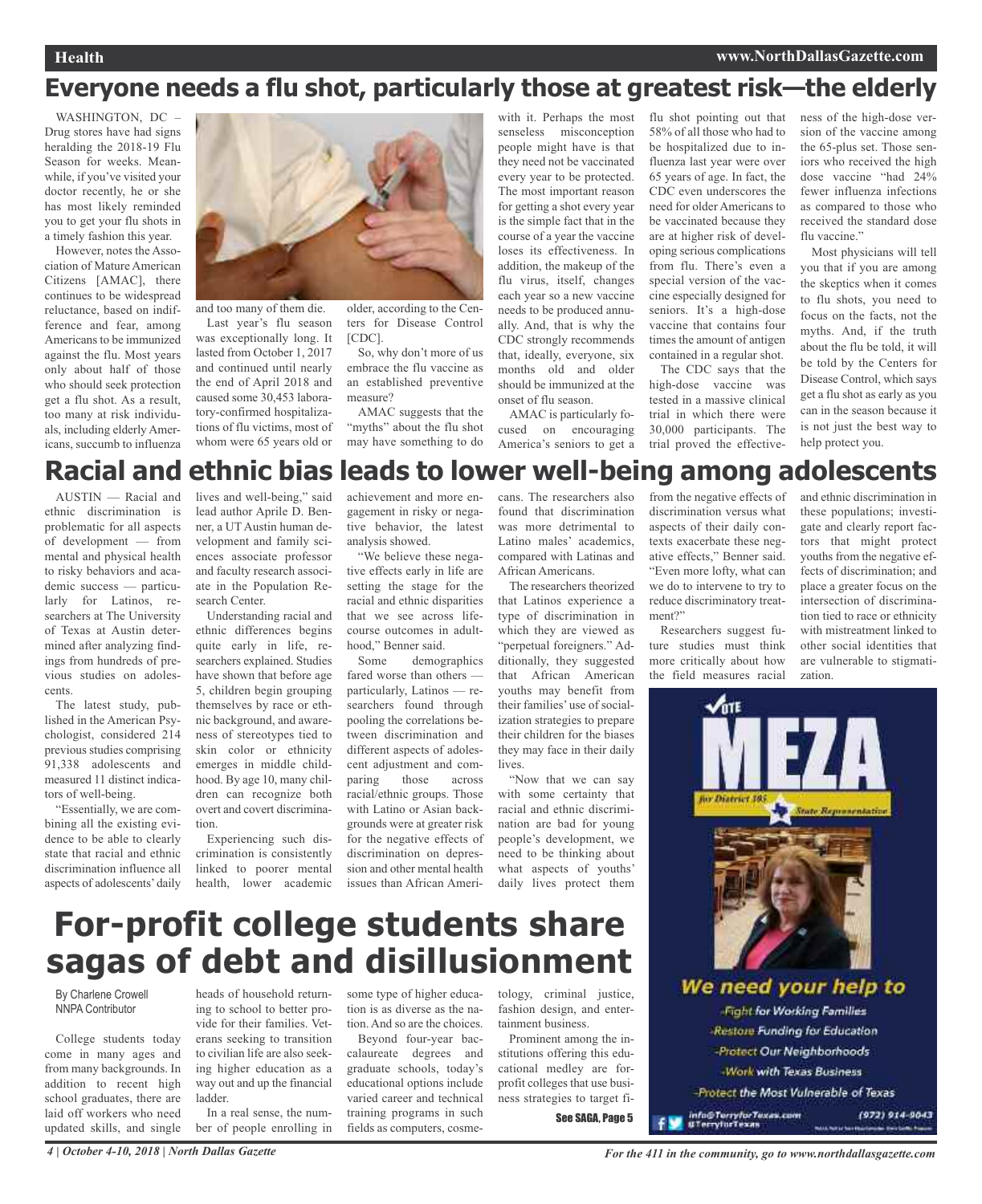# Everyone needs a flu shot, particularly those at greatest risk—the elderly

WASHINGTON, DC – Drug stores have had signs heralding the 2018-19 Flu Season for weeks. Meanwhile, if you've visited your doctor recently, he or she has most likely reminded you to get your flu shots in a timely fashion this year.

However, notes the Association of Mature American Citizens [AMAC], there continues to be widespread reluctance, based on indifference and fear, among Americans to be immunized against the flu. Most years only about half of those who should seek protection get a flu shot. As a result, too many at risk individuals, including elderly Americans, succumb to influenza and too many of them die.

Last year's flu season was exceptionally long. It lasted from October 1, 2017 and continued until nearly the end of April 2018 and caused some 30,453 laboratory-confirmed hospitalizations of flu victims, most of whom were 65 years old or older, according to the Centers for Disease Control [CDC].

So, why don't more of us embrace the flu vaccine as an established preventive measure?

AMAC suggests that the "myths" about the flu shot may have something to do with it. Perhaps the most senseless misconception people might have is that they need not be vaccinated every year to be protected. The most important reason for getting a shot every year is the simple fact that in the course of a year the vaccine loses its effectiveness. In addition, the makeup of the flu virus, itself, changes each year so a new vaccine needs to be produced annually. And, that is why the CDC strongly recommends that, ideally, everyone, six months old and older should be immunized at the onset of flu season.

AMAC is particularly focused on encouraging America's seniors to get a flu shot pointing out that 58% of all those who had to be hospitalized due to influenza last year were over 65 years of age. In fact, the CDC even underscores the need for older Americans to be vaccinated because they are at higher risk of developing serious complications from flu. There's even a special version of the vaccine especially designed for seniors. It's a high-dose vaccine that contains four times the amount of antigen contained in a regular shot.

The CDC says that the high-dose vaccine was tested in a massive clinical trial in which there were 30,000 participants. The trial proved the effectiveness of the high-dose version of the vaccine among the 65-plus set. Those seniors who received the high dose vaccine "had 24% fewer influenza infections as compared to those who received the standard dose flu vaccine."

Most physicians will tell you that if you are among the skeptics when it comes to flu shots, you need to focus on the facts, not the myths. And, if the truth about the flu be told, it will be told by the Centers for Disease Control, which says get a flu shot as early as you can in the season because it is not just the best way to help protect you.

# Racial and ethnic bias leads to lower well-being among adolescents

AUSTIN — Racial and ethnic discrimination is problematic for all aspects of development — from mental and physical health to risky behaviors and academic success — particularly for Latinos, researchers at The University of Texas at Austin determined after analyzing findings from hundreds of previous studies on adolescents.

The latest study, published in the American Psychologist, considered 214 previous studies comprising 91,338 adolescents and measured 11 distinct indicators of well-being.

"Essentially, we are combining all the existing evidence to be able to clearly state that racial and ethnic discrimination influence all aspects of adolescents' daily lives and well-being," said lead author Aprile D. Benner, a UT Austin human development and family sciences associate professor and faculty research associate in the Population Research Center.

Understanding racial and ethnic differences begins quite early in life, researchers explained. Studies have shown that before age 5, children begin grouping themselves by race or ethnic background, and awareness of stereotypes tied to skin color or ethnicity emerges in middle childhood. By age 10, many children can recognize both overt and covert discrimination.

Experiencing such discrimination is consistently linked to poorer mental health, lower academic achievement and more engagement in risky or negative behavior, the latest analysis showed.

"We believe these negative effects early in life are setting the stage for the racial and ethnic disparities that we see across lifecourse outcomes in adulthood," Benner said.

Some demographics fared worse than others — particularly, Latinos — researchers found through pooling the correlations between discrimination and different aspects of adolescent adjustment and comparing those across racial/ethnic groups. Those with Latino or Asian backgrounds were at greater risk for the negative effects of discrimination on depression and other mental health issues than African Americans. The researchers also found that discrimination was more detrimental to Latino males' academics, compared with Latinas and African Americans.

The researchers theorized that Latinos experience a type of discrimination in which they are viewed as "perpetual foreigners." Additionally, they suggested that African American youths may benefit from their families' use of socialization strategies to prepare their children for the biases they may face in their daily lives.

"Now that we can say with some certainty that racial and ethnic discrimination are bad for young people's development, we need to be thinking about what aspects of youths' daily lives protect them from the negative effects of discrimination versus what aspects of their daily contexts exacerbate these negative effects," Benner said. "Even more lofty, what can we do to intervene to try to reduce discriminatory treatment?"

Researchers suggest future studies must think more critically about how the field measures racial and ethnic discrimination in these populations; investigate and clearly report factors that might protect youths from the negative effects of discrimination; and place a greater focus on the intersection of discrimination tied to race or ethnicity with mistreatment linked to other social identities that are vulnerable to stigmatization.

# For-profit college students share sagas of debt and disillusionment

By Charlene Crowell
NNPA Contributor

College students today come in many ages and from many backgrounds. In addition to recent high school graduates, there are laid off workers who need updated skills, and single heads of household returning to school to better provide for their families. Veterans seeking to transition to civilian life are also seeking higher education as a way out and up the financial ladder.

In a real sense, the number of people enrolling in some type of higher education is as diverse as the nation. And so are the choices.

Beyond four-year baccalaureate degrees and graduate schools, today's educational options include varied career and technical training programs in such fields as computers, cosmetology, criminal justice, fashion design, and entertainment business.

Prominent among the institutions offering this educational medley are for-profit colleges that use business strategies to target fi-

See SAGA, Page 5

Vote
MEZA
for District 105
State Representative

We need your help to
- Fight for Working Families
- Restore Funding for Education
- Protect Our Neighborhoods
- Work with Texas Business
- Protect the Most Vulnerable of Texas

info@TerryforTexas.com
@TerryforTexas
(972) 914-9043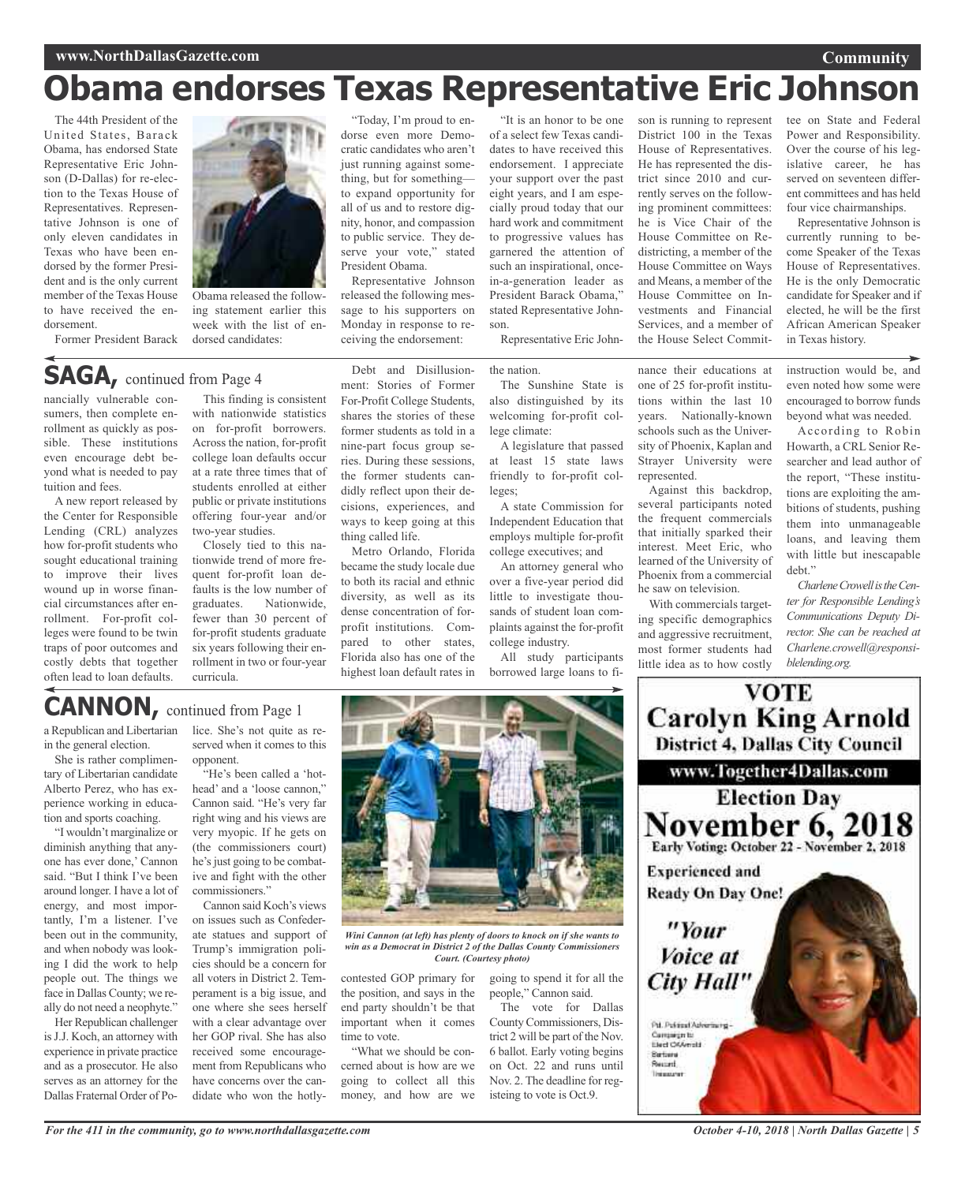# Obama endorses Texas Representative Eric Johnson

The 44th President of the United States, Barack Obama, has endorsed State Representative Eric Johnson (D-Dallas) for re-election to the Texas House of Representatives. Representative Johnson is one of only eleven candidates in Texas who have been endorsed by the former President and is the only current member of the Texas House to have received the endorsement.

Former President Barack Obama released the following statement earlier this week with the list of endorsed candidates:

"Today, I'm proud to endorse even more Democratic candidates who aren't just running against something, but for something—to expand opportunity for all of us and to restore dignity, honor, and compassion to public service. They deserve your vote," stated President Obama.

Representative Johnson released the following message to his supporters on Monday in response to receiving the endorsement:

"It is an honor to be one of a select few Texas candidates to have received this endorsement. I appreciate your support over the past eight years, and I am especially proud today that our hard work and commitment to progressive values has garnered the attention of such an inspirational, once-in-a-generation leader as President Barack Obama," stated Representative Johnson.

Representative Eric Johnson is running to represent District 100 in the Texas House of Representatives. He has represented the district since 2010 and currently serves on the following prominent committees: he is Vice Chair of the House Committee on Redistricting, a member of the House Committee on Ways and Means, a member of the House Committee on Investments and Financial Services, and a member of the House Select Committee on State and Federal Power and Responsibility. Over the course of his legislative career, he has served on seventeen different committees and has held four vice chairmanships.

Representative Johnson is currently running to become Speaker of the Texas House of Representatives. He is the only Democratic candidate for Speaker and if elected, he will be the first African American Speaker in Texas history.

## SAGA, continued from Page 4

nancially vulnerable consumers, then complete enrollment as quickly as possible. These institutions even encourage debt beyond what is needed to pay tuition and fees.

A new report released by the Center for Responsible Lending (CRL) analyzes how for-profit students who sought educational training to improve their lives wound up in worse financial circumstances after enrollment. For-profit colleges were found to be twin traps of poor outcomes and costly debts that together often lead to loan defaults.

This finding is consistent with nationwide statistics on for-profit borrowers. Across the nation, for-profit college loan defaults occur at a rate three times that of students enrolled at either public or private institutions offering four-year and/or two-year studies.

Closely tied to this nationwide trend of more frequent for-profit loan defaults is the low number of graduates. Nationwide, fewer than 30 percent of for-profit students graduate six years following their enrollment in two or four-year curricula.

Debt and Disillusionment: Stories of Former For-Profit College Students, shares the stories of these former students as told in a nine-part focus group series. During these sessions, the former students candidly reflect upon their decisions, experiences, and ways to keep going at this thing called life.

Metro Orlando, Florida became the study locale due to both its racial and ethnic diversity, as well as its dense concentration of for-profit institutions. Compared to other states, Florida also has one of the highest loan default rates in the nation.

The Sunshine State is also distinguished by its welcoming for-profit college climate:

A legislature that passed at least 15 state laws friendly to for-profit colleges;

A state Commission for Independent Education that employs multiple for-profit college executives; and

An attorney general who over a five-year period did little to investigate thousands of student loan complaints against the for-profit college industry.

All study participants borrowed large loans to finance their educations at one of 25 for-profit institutions within the last 10 years. Nationally-known schools such as the University of Phoenix, Kaplan and Strayer University were represented.

Against this backdrop, several participants noted the frequent commercials that initially sparked their interest. Meet Eric, who learned of the University of Phoenix from a commercial he saw on television.

With commercials targeting specific demographics and aggressive recruitment, most former students had little idea as to how costly instruction would be, and even noted how some were encouraged to borrow funds beyond what was needed.

According to Robin Howarth, a CRL Senior Researcher and lead author of the report, "These institutions are exploiting the ambitions of students, pushing them into unmanageable loans, and leaving them with little but inescapable debt."

*Charlene Crowell is the Center for Responsible Lending's Communications Deputy Director. She can be reached at Charlene.crowell@responsiblelending.org.*

## CANNON, continued from Page 1

a Republican and Libertarian in the general election.

She is rather complimentary of Libertarian candidate Alberto Perez, who has experience working in education and sports coaching.

"I wouldn't marginalize or diminish anything that anyone has ever done,' Cannon said. "But I think I've been around longer. I have a lot of energy, and most importantly, I'm a listener. I've been out in the community, and when nobody was looking I did the work to help people out. The things we face in Dallas County; we really do not need a neophyte."

Her Republican challenger is J.J. Koch, an attorney with experience in private practice and as a prosecutor. He also serves as an attorney for the Dallas Fraternal Order of Police. She's not quite as reserved when it comes to this opponent.

"He's been called a 'hothead' and a 'loose cannon," Cannon said. "He's very far right wing and his views are very myopic. If he gets on (the commissioners court) he's just going to be combative and fight with the other commissioners."

Cannon said Koch's views on issues such as Confederate statues and support of Trump's immigration policies should be a concern for all voters in District 2. Temperament is a big issue, and one where she sees herself with a clear advantage over her GOP rival. She has also received some encouragement from Republicans who have concerns over the candidate who won the hotly-contested GOP primary for the position, and says in the end party shouldn't be that important when it comes time to vote.

*Wini Cannon (at left) has plenty of doors to knock on if she wants to win as a Democrat in District 2 of the Dallas County Commissioners Court. (Courtesy photo)*

"What we should be concerned about is how are we going to collect all this money, and how are we going to spend it for all the people," Cannon said.

The vote for Dallas County Commissioners, District 2 will be part of the Nov. 6 ballot. Early voting begins on Oct. 22 and runs until Nov. 2. The deadline for registering to vote is Oct.9.

**VOTE**
**Carolyn King Arnold**
**District 4, Dallas City Council**
www.Together4Dallas.com
**Election Day**
**November 6, 2018**
Early Voting: October 22 - November 2, 2018
Experienced and Ready On Day One!
*"Your Voice at City Hall"*
Pd. Political Advertising - Campaign to Elect CKArnold Barbara Record, Treasurer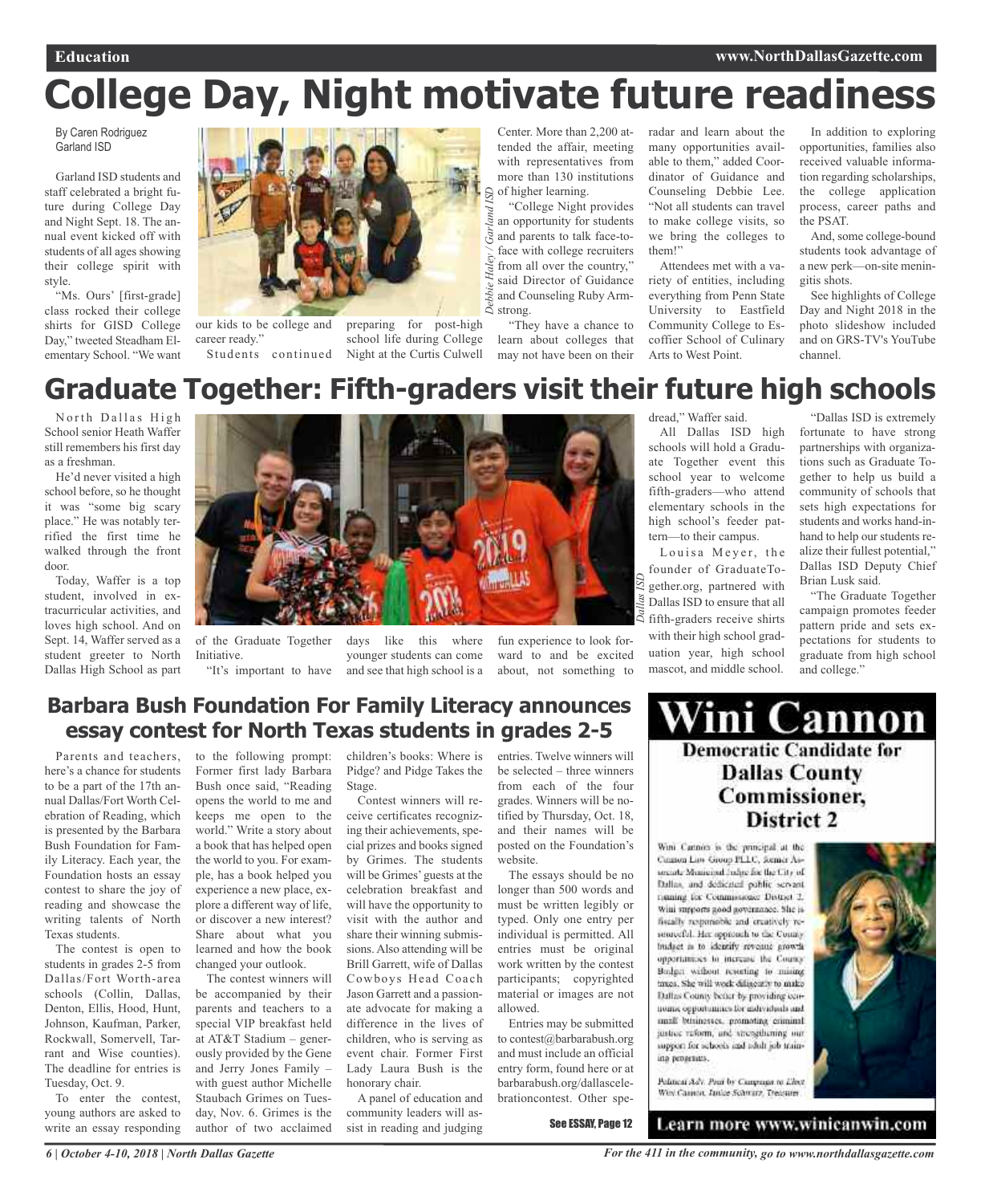# College Day, Night motivate future readiness

By Caren Rodriguez
Garland ISD

Garland ISD students and staff celebrated a bright future during College Day and Night Sept. 18. The annual event kicked off with students of all ages showing their college spirit with style.

"Ms. Ours' [first-grade] class rocked their college shirts for GISD College Day," tweeted Steadham Elementary School. "We want our kids to be college and career ready."

Students continued preparing for post-high school life during College Night at the Curtis Culwell Center. More than 2,200 attended the affair, meeting with representatives from more than 130 institutions of higher learning.

Debbie Haley / Garland ISD

"College Night provides an opportunity for students and parents to talk face-to-face with college recruiters from all over the country," said Director of Guidance and Counseling Ruby Armstrong.

"They have a chance to learn about colleges that may not have been on their radar and learn about the many opportunities available to them," added Coordinator of Guidance and Counseling Debbie Lee. "Not all students can travel to make college visits, so we bring the colleges to them!"

Attendees met with a variety of entities, including everything from Penn State University to Eastfield Community College to Escoffier School of Culinary Arts to West Point.

In addition to exploring opportunities, families also received valuable information regarding scholarships, the college application process, career paths and the PSAT.

And, some college-bound students took advantage of a new perk—on-site meningitis shots.

See highlights of College Day and Night 2018 in the photo slideshow included and on GRS-TV's YouTube channel.

# Graduate Together: Fifth-graders visit their future high schools

North Dallas High School senior Heath Waffer still remembers his first day as a freshman.

He'd never visited a high school before, so he thought it was "some big scary place." He was notably terrified the first time he walked through the front door.

Today, Waffer is a top student, involved in extracurricular activities, and loves high school. And on Sept. 14, Waffer served as a student greeter to North Dallas High School as part of the Graduate Together Initiative.

Dallas ISD

"It's important to have days like this where younger students can come and see that high school is a fun experience to look forward to and be excited about, not something to dread," Waffer said.

All Dallas ISD high schools will hold a Graduate Together event this school year to welcome fifth-graders—who attend elementary schools in the high school's feeder pattern—to their campus.

Louisa Meyer, the founder of GraduateTogether.org, partnered with Dallas ISD to ensure that all fifth-graders receive shirts with their high school graduation year, high school mascot, and middle school.

"Dallas ISD is extremely fortunate to have strong partnerships with organizations such as Graduate Together to help us build a community of schools that sets high expectations for students and works hand-in-hand to help our students realize their fullest potential," Dallas ISD Deputy Chief Brian Lusk said.

"The Graduate Together campaign promotes feeder pattern pride and sets expectations for students to graduate from high school and college."

## Barbara Bush Foundation For Family Literacy announces essay contest for North Texas students in grades 2-5

Parents and teachers, here's a chance for students to be a part of the 17th annual Dallas/Fort Worth Celebration of Reading, which is presented by the Barbara Bush Foundation for Family Literacy. Each year, the Foundation hosts an essay contest to share the joy of reading and showcase the writing talents of North Texas students.

The contest is open to students in grades 2-5 from Dallas/Fort Worth-area schools (Collin, Dallas, Denton, Ellis, Hood, Hunt, Johnson, Kaufman, Parker, Rockwall, Somervell, Tarrant and Wise counties). The deadline for entries is Tuesday, Oct. 9.

To enter the contest, young authors are asked to write an essay responding to the following prompt: Former first lady Barbara Bush once said, "Reading opens the world to me and keeps me open to the world." Write a story about a book that has helped open the world to you. For example, has a book helped you experience a new place, explore a different way of life, or discover a new interest? Share about what you learned and how the book changed your outlook.

The contest winners will be accompanied by their parents and teachers to a special VIP breakfast held at AT&T Stadium – generously provided by the Gene and Jerry Jones Family – with guest author Michelle Staubach Grimes on Tuesday, Nov. 6. Grimes is the author of two acclaimed children's books: Where is Pidge? and Pidge Takes the Stage.

Contest winners will receive certificates recognizing their achievements, special prizes and books signed by Grimes. The students will be Grimes' guests at the celebration breakfast and will have the opportunity to visit with the author and share their winning submissions. Also attending will be Brill Garrett, wife of Dallas Cowboys Head Coach Jason Garrett and a passionate advocate for making a difference in the lives of children, who is serving as event chair. Former First Lady Laura Bush is the honorary chair.

A panel of education and community leaders will assist in reading and judging entries. Twelve winners will be selected – three winners from each of the four grades. Winners will be notified by Thursday, Oct. 18, and their names will be posted on the Foundation's website.

The essays should be no longer than 500 words and must be written legibly or typed. Only one entry per individual is permitted. All entries must be original work written by the contest participants; copyrighted material or images are not allowed.

Entries may be submitted to contest@barbarabush.org and must include an official entry form, found here or at barbarabush.org/dallascelebrationcontest. Other spe-

See ESSAY, Page 12

# Wini Cannon

**Democratic Candidate for Dallas County Commissioner, District 2**

Wini Cannon is the principal at the Cannon Law Group PLLC, former Associate Municipal Judge for the City of Dallas, and dedicated public servant running for Commissioner District 2. Wini supports good governance. She is fiscally responsible and creatively resourceful. Her approach to the County budget is to identify revenue growth opportunities to increase the County Budget without resorting to raising taxes. She will work diligently to make Dallas County better by providing economic opportunities for individuals and small businesses, promoting criminal justice reform, and strengthening our support for schools and adult job training programs.

Political Adv. Paid by Campaign to Elect Wini Cannon, Janice Schwarz, Treasurer

**Learn more www.winicanwin.com**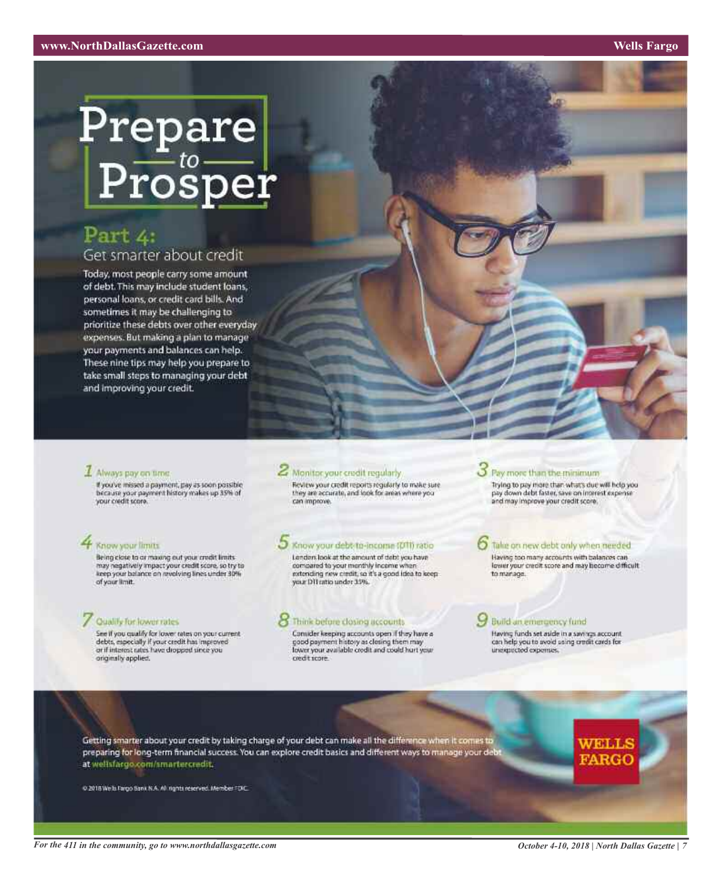# Prepare *to* Prosper

## Part 4:
### Get smarter about credit

Today, most people carry some amount of debt. This may include student loans, personal loans, or credit card bills. And sometimes it may be challenging to prioritize these debts over other everyday expenses. But making a plan to manage your payments and balances can help. These nine tips may help you prepare to take small steps to managing your debt and improving your credit.

**1 Always pay on time**

If you've missed a payment, pay as soon possible because your payment history makes up 35% of your credit score.

**2 Monitor your credit regularly**

Review your credit reports regularly to make sure they are accurate, and look for areas where you can improve.

**3 Pay more than the minimum**

Trying to pay more than what's due will help you pay down debt faster, save on interest expense and may improve your credit score.

**4 Know your limits**

Being close to or maxing out your credit limits may negatively impact your credit score, so try to keep your balance on revolving lines under 30% of your limit.

**5 Know your debt-to-income (DTI) ratio**

Lenders look at the amount of debt you have compared to your monthly income when extending new credit, so it's a good idea to keep your DTI ratio under 35%.

**6 Take on new debt only when needed**

Having too many accounts with balances can lower your credit score and may become difficult to manage.

**7 Qualify for lower rates**

See if you qualify for lower rates on your current debts, especially if your credit has improved or if interest rates have dropped since you originally applied.

**8 Think before closing accounts**

Consider keeping accounts open if they have a good payment history as closing them may lower your available credit and could hurt your credit score.

**9 Build an emergency fund**

Having funds set aside in a savings account can help you to avoid using credit cards for unexpected expenses.

Getting smarter about your credit by taking charge of your debt can make all the difference when it comes to preparing for long-term financial success. You can explore credit basics and different ways to manage your debt at **wellsfargo.com/smartercredit**.

WELLS FARGO

© 2018 Wells Fargo Bank N.A. All rights reserved. Member FDIC.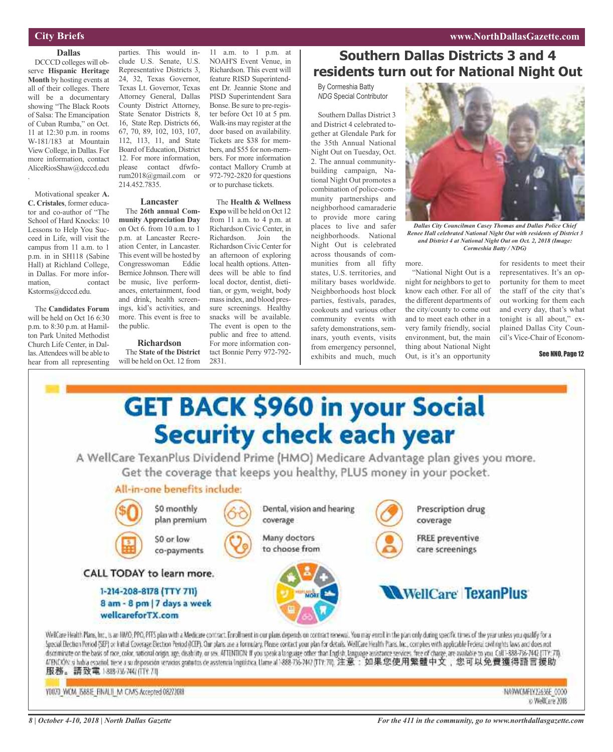## City Briefs

### Dallas

DCCCD colleges will observe **Hispanic Heritage Month** by hosting events at all of their colleges. There will be a documentary showing "The Black Roots of Salsa: The Emancipation of Cuban Rumba," on Oct. 11 at 12:30 p.m. in rooms W-181/183 at Mountain View College, in Dallas. For more information, contact AliceRiosShaw@dcccd.edu.

Motivational speaker **A. C. Cristales**, former educator and co-author of "The School of Hard Knocks: 10 Lessons to Help You Succeed in Life, will visit the campus from 11 a.m. to 1 p.m. in in SH118 (Sabine Hall) at Richland College, in Dallas. For more information, contact Kstorms@dcccd.edu.

The **Candidates Forum** will be held on Oct 16 6:30 p.m. to 8:30 p.m. at Hamilton Park United Methodist Church Life Center, in Dallas. Attendees will be able to hear from all representing parties. This would include U.S. Senate, U.S. Representative Districts 3, 24, 32, Texas Governor, Texas Lt. Governor, Texas Attorney General, Dallas County District Attorney, State Senator Districts 8, 16, State Rep. Districts 66, 67, 70, 89, 102, 103, 107, 112, 113, 11, and State Board of Education, District 12. For more information, please contact dfwforum2018@gmail.com or 214.452.7835.

### Lancaster

The **26th annual Community Appreciation Day** on Oct 6. from 10 a.m. to 1 p.m. at Lancaster Recreation Center, in Lancaster. This event will be hosted by Congresswoman Eddie Bernice Johnson. There will be music, live performances, entertainment, food and drink, health screenings, kid's activities, and more. This event is free to the public.

### Richardson

The **State of the District** will be held on Oct. 12 from 11 a.m. to 1 p.m. at NOAH'S Event Venue, in Richardson. This event will feature RISD Superintendent Dr. Jeannie Stone and PISD Superintendent Sara Bonse. Be sure to pre-register before Oct 10 at 5 pm. Walk-ins may register at the door based on availability. Tickets are $38 for members, and $55 for non-members. For more information contact Mallory Crumb at 972-792-2820 for questions or to purchase tickets.

The **Health & Wellness Expo** will be held on Oct 12 from 11 a.m. to 4 p.m. at Richardson Civic Center, in Richardson. Join the Richardson Civic Center for an afternoon of exploring local health options. Attendees will be able to find local doctor, dentist, dietitian, or gym, weight, body mass index, and blood pressure screenings. Healthy snacks will be available. The event is open to the public and free to attend. For more information contact Bonnie Perry 972-792-2831.

# Southern Dallas Districts 3 and 4 residents turn out for National Night Out

By Cormeshia Batty
*NDG* Special Contributor

Southern Dallas District 3 and District 4 celebrated together at Glendale Park for the 35th Annual National Night Out on Tuesday, Oct. 2. The annual community-building campaign, National Night Out promotes a combination of police-community partnerships and neighborhood camaraderie to provide more caring places to live and safer neighborhoods. National Night Out is celebrated across thousands of communities from all fifty states, U.S. territories, and military bases worldwide. Neighborhoods host block parties, festivals, parades, cookouts and various other community events with safety demonstrations, seminars, youth events, visits from emergency personnel, exhibits and much, much more.

*Dallas City Councilman Casey Thomas and Dallas Police Chief Renee Hall celebrated National Night Out with residents of District 3 and District 4 at National Night Out on Oct. 2, 2018 (Image: Cormeshia Batty / NDG)*

"National Night Out is a night for neighbors to get to know each other. For all of the different departments of the city/county to come out and to meet each other in a very family friendly, social environment, but, the main thing about National Night Out, is it's an opportunity for residents to meet their representatives. It's an opportunity for them to meet the staff of the city that's out working for them each and every day, that's what tonight is all about," explained Dallas City Council's Vice-Chair of Econom-

See NNO, Page 12

---

# GET BACK $960 in your Social Security check each year

A WellCare TexanPlus Dividend Prime (HMO) Medicare Advantage plan gives you more. Get the coverage that keeps you healthy, PLUS money in your pocket.

All-in-one benefits include:

- $0 monthly plan premium
- $0 or low co-payments
- Dental, vision and hearing coverage
- Many doctors to choose from
- Prescription drug coverage
- FREE preventive care screenings

CALL TODAY to learn more.

1-214-208-8178 (TTY 711)
8 am - 8 pm | 7 days a week
wellcareforTX.com

WellCare | TexanPlus

WellCare Health Plans, Inc., is an HMO, PPO, PFFS plan with a Medicare contract. Enrollment in our plans depends on contract renewal. You may enroll in the plan only during specific times of the year unless you qualify for a Special Election Period (SEP) or Initial Coverage Election Period (ICEP). Our plans use a formulary. Please contact your plan for details. WellCare Health Plans, Inc., complies with applicable Federal civil rights laws and does not discriminate on the basis of race, color, national origin, age, disability, or sex. ATTENTION: If you speak a language other than English, language assistance services, free of charge, are available to you. Call 1-888-736-7442 (TTY: 711). ATENCIÓN: si habla español, tiene a su disposición servicios gratuitos de asistencia lingüística. Llame al 1-888-736-7442 (TTY: 711). 注意：如果您使用繁體中文，您可以免費獲得語言援助服務。請致電 1-888-736-7442 (TTY: 711)

Y0070_WCM_15881E_FINAL1_M CMS Accepted 08272018

NA9WCMFLY12636E_0000
© WellCare 2018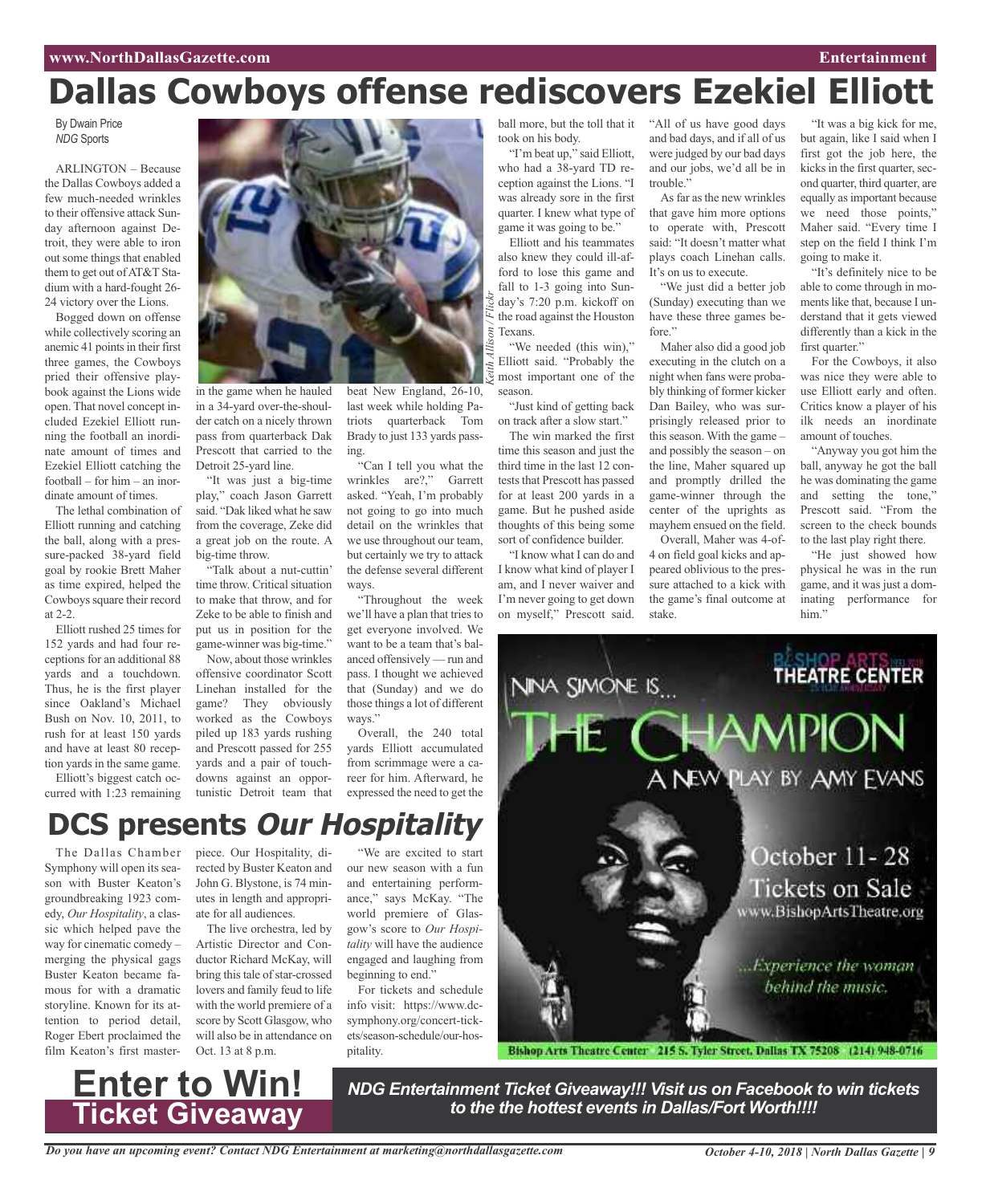# Dallas Cowboys offense rediscovers Ezekiel Elliott

By Dwain Price
*NDG* Sports

ARLINGTON – Because the Dallas Cowboys added a few much-needed wrinkles to their offensive attack Sunday afternoon against Detroit, they were able to iron out some things that enabled them to get out of AT&T Stadium with a hard-fought 26-24 victory over the Lions.

Bogged down on offense while collectively scoring an anemic 41 points in their first three games, the Cowboys pried their offensive playbook against the Lions wide open. That novel concept included Ezekiel Elliott running the football an inordinate amount of times and Ezekiel Elliott catching the football – for him – an inordinate amount of times.

The lethal combination of Elliott running and catching the ball, along with a pressure-packed 38-yard field goal by rookie Brett Maher as time expired, helped the Cowboys square their record at 2-2.

Elliott rushed 25 times for 152 yards and had four receptions for an additional 88 yards and a touchdown. Thus, he is the first player since Oakland's Michael Bush on Nov. 10, 2011, to rush for at least 150 yards and have at least 80 reception yards in the same game.

Elliott's biggest catch occurred with 1:23 remaining in the game when he hauled in a 34-yard over-the-shoulder catch on a nicely thrown pass from quarterback Dak Prescott that carried to the Detroit 25-yard line.

"It was just a big-time play," coach Jason Garrett said. "Dak liked what he saw from the coverage, Zeke did a great job on the route. A big-time throw.

"Talk about a nut-cuttin' time throw. Critical situation to make that throw, and for Zeke to be able to finish and put us in position for the game-winner was big-time."

Now, about those wrinkles offensive coordinator Scott Linehan installed for the game? They obviously worked as the Cowboys piled up 183 yards rushing and Prescott passed for 255 yards and a pair of touchdowns against an opportunistic Detroit team that beat New England, 26-10, last week while holding Patriots quarterback Tom Brady to just 133 yards passing.

"Can I tell you what the wrinkles are?," Garrett asked. "Yeah, I'm probably not going to go into much detail on the wrinkles that we use throughout our team, but certainly we try to attack the defense several different ways.

"Throughout the week we'll have a plan that tries to get everyone involved. We want to be a team that's balanced offensively — run and pass. I thought we achieved that (Sunday) and we do those things a lot of different ways."

Overall, the 240 total yards Elliott accumulated from scrimmage were a career for him. Afterward, he expressed the need to get the ball more, but the toll that it took on his body.

"I'm beat up," said Elliott, who had a 38-yard TD reception against the Lions. "I was already sore in the first quarter. I knew what type of game it was going to be."

Elliott and his teammates also knew they could ill-afford to lose this game and fall to 1-3 going into Sunday's 7:20 p.m. kickoff on the road against the Houston Texans.

Keith Allison / Flickr

"We needed (this win)," Elliott said. "Probably the most important one of the season.

"Just kind of getting back on track after a slow start."

The win marked the first time this season and just the third time in the last 12 contests that Prescott has passed for at least 200 yards in a game. But he pushed aside thoughts of this being some sort of confidence builder.

"I know what I can do and I know what kind of player I am, and I never waiver and I'm never going to get down on myself," Prescott said. "All of us have good days and bad days, and if all of us were judged by our bad days and our jobs, we'd all be in trouble."

As far as the new wrinkles that gave him more options to operate with, Prescott said: "It doesn't matter what plays coach Linehan calls. It's on us to execute.

"We just did a better job (Sunday) executing than we have these three games before."

Maher also did a good job executing in the clutch on a night when fans were probably thinking of former kicker Dan Bailey, who was surprisingly released prior to this season. With the game – and possibly the season – on the line, Maher squared up and promptly drilled the game-winner through the center of the uprights as mayhem ensued on the field.

Overall, Maher was 4-of-4 on field goal kicks and appeared oblivious to the pressure attached to a kick with the game's final outcome at stake.

"It was a big kick for me, but again, like I said when I first got the job here, the kicks in the first quarter, second quarter, third quarter, are equally as important because we need those points," Maher said. "Every time I step on the field I think I'm going to make it.

"It's definitely nice to be able to come through in moments like that, because I understand that it gets viewed differently than a kick in the first quarter."

For the Cowboys, it also was nice they were able to use Elliott early and often. Critics know a player of his ilk needs an inordinate amount of touches.

"Anyway you got him the ball, anyway he got the ball he was dominating the game and setting the tone," Prescott said. "From the screen to the check bounds to the last play right there.

"He just showed how physical he was in the run game, and it was just a dominating performance for him."

# DCS presents *Our Hospitality*

The Dallas Chamber Symphony will open its season with Buster Keaton's groundbreaking 1923 comedy, *Our Hospitality*, a classic which helped pave the way for cinematic comedy – merging the physical gags Buster Keaton became famous for with a dramatic storyline. Known for its attention to period detail, Roger Ebert proclaimed the film Keaton's first masterpiece. Our Hospitality, directed by Buster Keaton and John G. Blystone, is 74 minutes in length and appropriate for all audiences.

The live orchestra, led by Artistic Director and Conductor Richard McKay, will bring this tale of star-crossed lovers and family feud to life with the world premiere of a score by Scott Glasgow, who will also be in attendance on Oct. 13 at 8 p.m.

"We are excited to start our new season with a fun and entertaining performance," says McKay. "The world premiere of Glasgow's score to *Our Hospitality* will have the audience engaged and laughing from beginning to end."

For tickets and schedule info visit: https://www.dcsymphony.org/concert-tickets/season-schedule/our-hospitality.

Bishop Arts Theatre Center

Nina Simone is... The Champion
A New Play by Amy Evans

October 11 - 28
Tickets on Sale
www.BishopArtsTheatre.org

...Experience the woman behind the music.

Bishop Arts Theatre Center 215 S. Tyler Street, Dallas TX 75208 (214) 948-0716

## Enter to Win! Ticket Giveaway

***NDG Entertainment Ticket Giveaway!!! Visit us on Facebook to win tickets to the the hottest events in Dallas/Fort Worth!!!!***

*Do you have an upcoming event? Contact NDG Entertainment at marketing@northdallasgazette.com*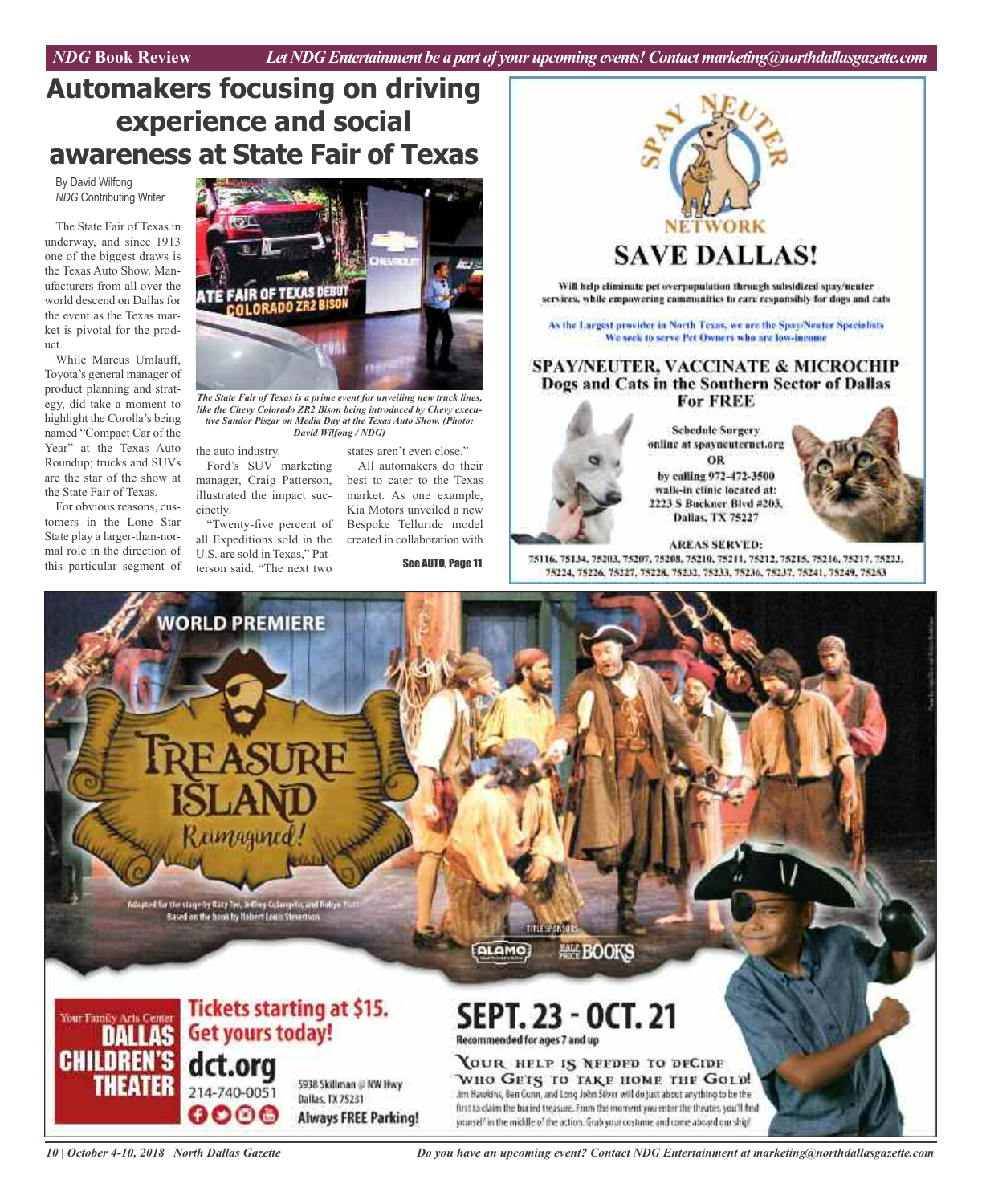# Automakers focusing on driving experience and social awareness at State Fair of Texas

By David Wilfong
*NDG* Contributing Writer

The State Fair of Texas in underway, and since 1913 one of the biggest draws is the Texas Auto Show. Manufacturers from all over the world descend on Dallas for the event as the Texas market is pivotal for the product.

While Marcus Umlauff, Toyota's general manager of product planning and strategy, did take a moment to highlight the Corolla's being named "Compact Car of the Year" at the Texas Auto Roundup; trucks and SUVs are the star of the show at the State Fair of Texas.

For obvious reasons, customers in the Lone Star State play a larger-than-normal role in the direction of this particular segment of the auto industry.

*The State Fair of Texas is a prime event for unveiling new truck lines, like the Chevy Colorado ZR2 Bison being introduced by Chevy executive Sandor Piszar on Media Day at the Texas Auto Show. (Photo: David Wilfong / NDG)*

Ford's SUV marketing manager, Craig Patterson, illustrated the impact succinctly.

"Twenty-five percent of all Expeditions sold in the U.S. are sold in Texas," Patterson said. "The next two states aren't even close."

All automakers do their best to cater to the Texas market. As one example, Kia Motors unveiled a new Bespoke Telluride model created in collaboration with

See AUTO, Page 11

---

SPAY NEUTER NETWORK

## SAVE DALLAS!

Will help eliminate pet overpopulation through subsidized spay/neuter services, while empowering communities to care responsibly for dogs and cats

As the Largest provider in North Texas, we are the Spay/Neuter Specialists
We seek to serve Pet Owners who are low-income

### SPAY/NEUTER, VACCINATE & MICROCHIP
### Dogs and Cats in the Southern Sector of Dallas For FREE

Schedule Surgery online at spayneuternet.org
OR
by calling 972-472-3500
walk-in clinic located at:
2223 S Buckner Blvd #203,
Dallas, TX 75227

AREAS SERVED:
75116, 75134, 75203, 75207, 75208, 75210, 75211, 75212, 75215, 75216, 75217, 75223, 75224, 75226, 75227, 75228, 75232, 75233, 75236, 75237, 75241, 75249, 75253

---

WORLD PREMIERE

TREASURE ISLAND Reimagined!

Adapted for the stage by Katy Tye, Jeffrey Colangelo, and Robyn Flatt
Based on the book by Robert Louis Stevenson

TITLE SPONSORS: ALAMO · HALF PRICE BOOKS

Your Family Arts Center
DALLAS CHILDREN'S THEATER

Tickets starting at $15. Get yours today!
dct.org
214-740-0051

5938 Skillman @ NW Hwy
Dallas, TX 75231
Always FREE Parking!

SEPT. 23 - OCT. 21
Recommended for ages 7 and up

YOUR HELP IS NEEDED TO DECIDE WHO GETS TO TAKE HOME THE GOLD!
Jim Hawkins, Ben Gunn, and Long John Silver will do just about anything to be the first to claim the buried treasure. From the moment you enter the theater, you'll find yourself in the middle of the action. Grab your costume and come aboard our ship!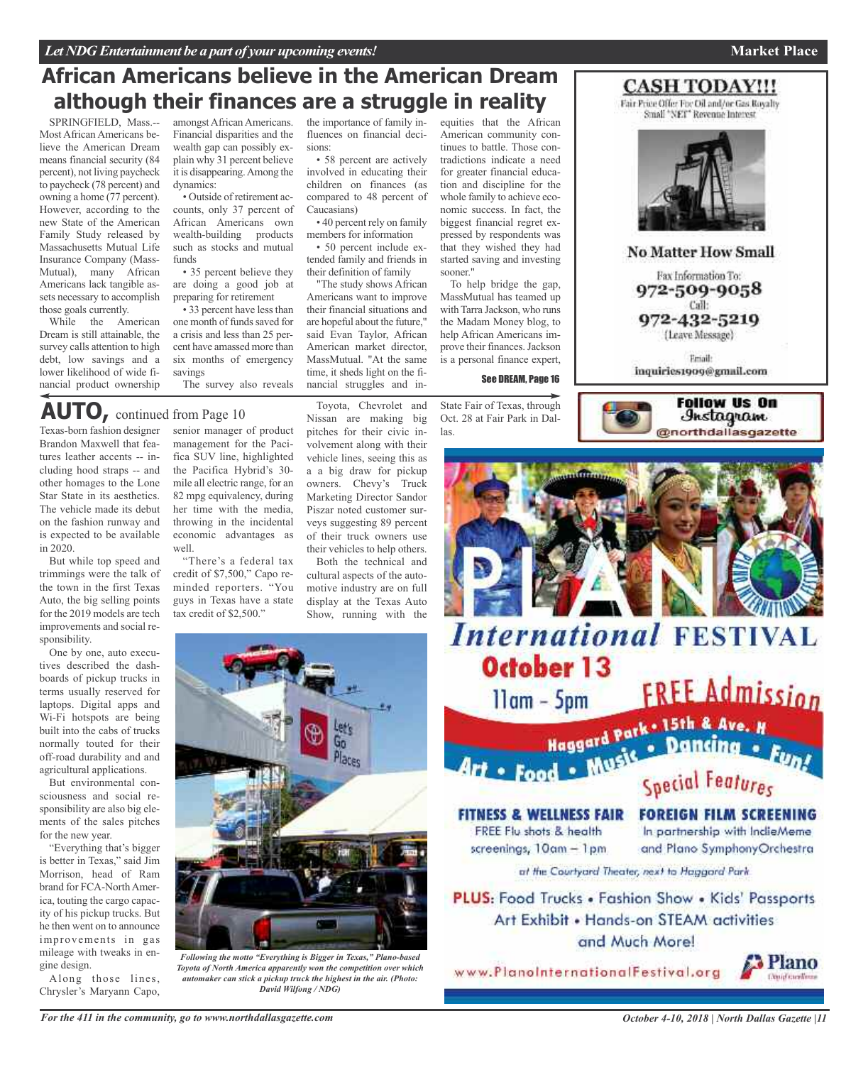# African Americans believe in the American Dream although their finances are a struggle in reality

SPRINGFIELD, Mass.-- Most African Americans believe the American Dream means financial security (84 percent), not living paycheck to paycheck (78 percent) and owning a home (77 percent). However, according to the new State of the American Family Study released by Massachusetts Mutual Life Insurance Company (MassMutual), many African Americans lack tangible assets necessary to accomplish those goals currently.

While the American Dream is still attainable, the survey calls attention to high debt, low savings and a lower likelihood of wide financial product ownership amongst African Americans. Financial disparities and the wealth gap can possibly explain why 31 percent believe it is disappearing. Among the dynamics:

- Outside of retirement accounts, only 37 percent of African Americans own wealth-building products such as stocks and mutual funds
- 35 percent believe they are doing a good job at preparing for retirement
- 33 percent have less than one month of funds saved for a crisis and less than 25 percent have amassed more than six months of emergency savings

The survey also reveals the importance of family influences on financial decisions:

- 58 percent are actively involved in educating their children on finances (as compared to 48 percent of Caucasians)
- 40 percent rely on family members for information
- 50 percent include extended family and friends in their definition of family

"The study shows African Americans want to improve their financial situations and are hopeful about the future," said Evan Taylor, African American market director, MassMutual. "At the same time, it sheds light on the financial struggles and inequities that the African American community continues to battle. Those contradictions indicate a need for greater financial education and discipline for the whole family to achieve economic success. In fact, the biggest financial regret expressed by respondents was that they wished they had started saving and investing sooner."

To help bridge the gap, MassMutual has teamed up with Tarra Jackson, who runs the Madam Money blog, to help African Americans improve their finances. Jackson is a personal finance expert,

See DREAM, Page 16

## AUTO, continued from Page 10

Texas-born fashion designer Brandon Maxwell that features leather accents -- including hood straps -- and other homages to the Lone Star State in its aesthetics. The vehicle made its debut on the fashion runway and is expected to be available in 2020.

But while top speed and trimmings were the talk of the town in the first Texas Auto, the big selling points for the 2019 models are tech improvements and social responsibility.

One by one, auto executives described the dashboards of pickup trucks in terms usually reserved for laptops. Digital apps and Wi-Fi hotspots are being built into the cabs of trucks normally touted for their off-road durability and and agricultural applications.

But environmental consciousness and social responsibility are also big elements of the sales pitches for the new year.

"Everything that's bigger is better in Texas," said Jim Morrison, head of Ram brand for FCA-North America, touting the cargo capacity of his pickup trucks. But he then went on to announce improvements in gas mileage with tweaks in engine design.

Along those lines, Chrysler's Maryann Capo, senior manager of product management for the Pacifica SUV line, highlighted the Pacifica Hybrid's 30-mile all electric range, for an 82 mpg equivalency, during her time with the media, throwing in the incidental economic advantages as well.

"There's a federal tax credit of $7,500," Capo reminded reporters. "You guys in Texas have a state tax credit of $2,500."

Toyota, Chevrolet and Nissan are making big pitches for their civic involvement along with their vehicle lines, seeing this as a a big draw for pickup owners. Chevy's Truck Marketing Director Sandor Piszar noted customer surveys suggesting 89 percent of their truck owners use their vehicles to help others.

Both the technical and cultural aspects of the automotive industry are on full display at the Texas Auto Show, running with the State Fair of Texas, through Oct. 28 at Fair Park in Dallas.

*Following the motto "Everything is Bigger in Texas," Plano-based Toyota of North America apparently won the competition over which automaker can stick a pickup truck the highest in the air. (Photo: David Wilfong / NDG)*

**CASH TODAY!!!**

Fair Price Offer For Oil and/or Gas Royalty Small "NET" Revenue Interest

No Matter How Small

Fax Information To: 972-509-9058

Call: 972-432-5219 (Leave Message)

Email: inquiries1909@gmail.com

Follow Us On Instagram @northdallasgazette

**Plano International FESTIVAL**

October 13

11am – 5pm

FREE Admission

Haggard Park • 15th & Ave. H

Art • Food • Music • Dancing • Fun!

Special Features

**FITNESS & WELLNESS FAIR** FREE Flu shots & health screenings, 10am – 1pm

**FOREIGN FILM SCREENING** In partnership with IndieMeme and Plano Symphony Orchestra at the Courtyard Theater, next to Haggard Park

PLUS: Food Trucks • Fashion Show • Kids' Passports Art Exhibit • Hands-on STEAM activities and Much More!

www.PlanoInternationalFestival.org

Plano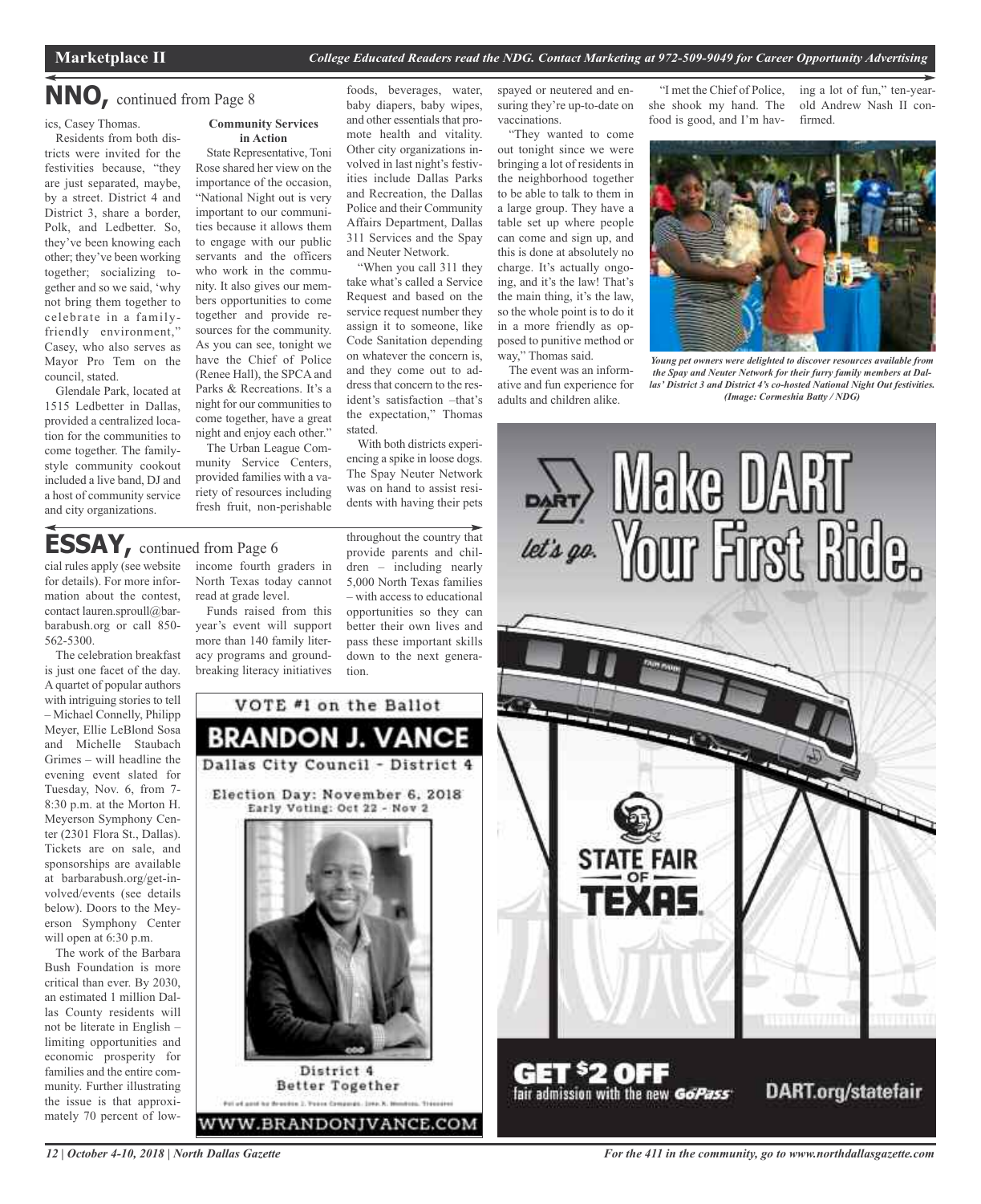## NNO, continued from Page 8

ics, Casey Thomas.

Residents from both districts were invited for the festivities because, "they are just separated, maybe, by a street. District 4 and District 3, share a border, Polk, and Ledbetter. So, they've been knowing each other; they've been working together; socializing together and so we said, 'why not bring them together to celebrate in a family-friendly environment,'" Casey, who also serves as Mayor Pro Tem on the council, stated.

Glendale Park, located at 1515 Ledbetter in Dallas, provided a centralized location for the communities to come together. The family-style community cookout included a live band, DJ and a host of community service and city organizations.

**Community Services in Action**

State Representative, Toni Rose shared her view on the importance of the occasion, "National Night out is very important to our communities because it allows them to engage with our public servants and the officers who work in the community. It also gives our members opportunities to come together and provide resources for the community. As you can see, tonight we have the Chief of Police (Renee Hall), the SPCA and Parks & Recreations. It's a night for our communities to come together, have a great night and enjoy each other."

The Urban League Community Service Centers, provided families with a variety of resources including fresh fruit, non-perishable foods, beverages, water, baby diapers, baby wipes, and other essentials that promote health and vitality. Other city organizations involved in last night's festivities include Dallas Parks and Recreation, the Dallas Police and their Community Affairs Department, Dallas 311 Services and the Spay and Neuter Network.

"When you call 311 they take what's called a Service Request and based on the service request number they assign it to someone, like Code Sanitation depending on whatever the concern is, and they come out to address that concern to the resident's satisfaction –that's the expectation," Thomas stated.

With both districts experiencing a spike in loose dogs. The Spay Neuter Network was on hand to assist residents with having their pets spayed or neutered and ensuring they're up-to-date on vaccinations.

"They wanted to come out tonight since we were bringing a lot of residents in the neighborhood together to be able to talk to them in a large group. They have a table set up where people can come and sign up, and this is done at absolutely no charge. It's actually ongoing, and it's the law! That's the main thing, it's the law, so the whole point is to do it in a more friendly as opposed to punitive method or way," Thomas said.

The event was an informative and fun experience for adults and children alike.

"I met the Chief of Police, she shook my hand. The food is good, and I'm having a lot of fun," ten-year-old Andrew Nash II confirmed.

*Young pet owners were delighted to discover resources available from the Spay and Neuter Network for their furry family members at Dallas' District 3 and District 4's co-hosted National Night Out festivities. (Image: Cormeshia Batty / NDG)*

## ESSAY, continued from Page 6

cial rules apply (see website for details). For more information about the contest, contact lauren.sproull@barbarabush.org or call 850-562-5300.

The celebration breakfast is just one facet of the day. A quartet of popular authors with intriguing stories to tell – Michael Connelly, Philipp Meyer, Ellie LeBlond Sosa and Michelle Staubach Grimes – will headline the evening event slated for Tuesday, Nov. 6, from 7-8:30 p.m. at the Morton H. Meyerson Symphony Center (2301 Flora St., Dallas). Tickets are on sale, and sponsorships are available at barbarabush.org/get-involved/events (see details below). Doors to the Meyerson Symphony Center will open at 6:30 p.m.

The work of the Barbara Bush Foundation is more critical than ever. By 2030, an estimated 1 million Dallas County residents will not be literate in English – limiting opportunities and economic prosperity for families and the entire community. Further illustrating the issue is that approximately 70 percent of low-income fourth graders in North Texas today cannot read at grade level.

Funds raised from this year's event will support more than 140 family literacy programs and groundbreaking literacy initiatives throughout the country that provide parents and children – including nearly 5,000 North Texas families – with access to educational opportunities so they can better their own lives and pass these important skills down to the next generation.

VOTE #1 on the Ballot

**BRANDON J. VANCE**

Dallas City Council - District 4

Election Day: November 6, 2018
Early Voting: Oct 22 - Nov 2

District 4
Better Together

WWW.BRANDONJVANCE.COM

Make DART Your First Ride.

DART let's go.

STATE FAIR OF TEXAS

GET $2 OFF fair admission with the new GoPass

DART.org/statefair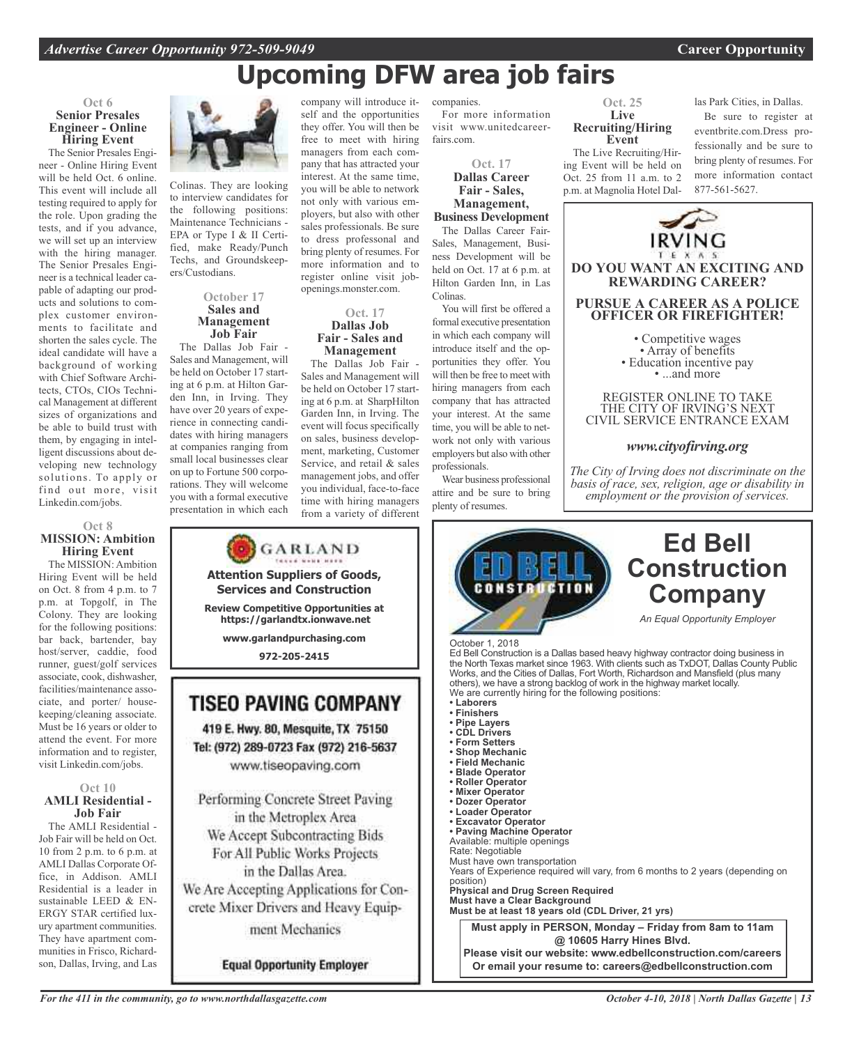# Upcoming DFW area job fairs

### Oct 6
**Senior Presales Engineer - Online Hiring Event**

The Senior Presales Engineer - Online Hiring Event will be held Oct. 6 online. This event will include all testing required to apply for the role. Upon grading the tests, and if you advance, we will set up an interview with the hiring manager. The Senior Presales Engineer is a technical leader capable of adapting our products and solutions to complex customer environments to facilitate and shorten the sales cycle. The ideal candidate will have a background of working with Chief Software Architects, CTOs, CIOs Technical Management at different sizes of organizations and be able to build trust with them, by engaging in intelligent discussions about developing new technology solutions. To apply or find out more, visit Linkedin.com/jobs.

### Oct 8
**MISSION: Ambition Hiring Event**

The MISSION: Ambition Hiring Event will be held on Oct. 8 from 4 p.m. to 7 p.m. at Topgolf, in The Colony. They are looking for the following positions: bar back, bartender, bay host/server, caddie, food runner, guest/golf services associate, cook, dishwasher, facilities/maintenance associate, and porter/ housekeeping/cleaning associate. Must be 16 years or older to attend the event. For more information and to register, visit Linkedin.com/jobs.

### Oct 10
**AMLI Residential - Job Fair**

The AMLI Residential - Job Fair will be held on Oct. 10 from 2 p.m. to 6 p.m. at AMLI Dallas Corporate Office, in Addison. AMLI Residential is a leader in sustainable LEED & ENERGY STAR certified luxury apartment communities. They have apartment communities in Frisco, Richardson, Dallas, Irving, and Las Colinas. They are looking to interview candidates for the following positions: Maintenance Technicians - EPA or Type I & II Certified, make Ready/Punch Techs, and Groundskeepers/Custodians.

### October 17
**Sales and Management Job Fair**

The Dallas Job Fair - Sales and Management, will be held on October 17 starting at 6 p.m. at Hilton Garden Inn, in Irving. They have over 20 years of experience in connecting candidates with hiring managers at companies ranging from small local businesses clear on up to Fortune 500 corporations. They will welcome you with a formal executive presentation in which each company will introduce itself and the opportunities they offer. You will then be free to meet with hiring managers from each company that has attracted your interest. At the same time, you will be able to network not only with various employers, but also with other sales professionals. Be sure to dress professonal and bring plenty of resumes. For more information and to register online visit jobopenings.monster.com.

### Oct. 17
**Dallas Job Fair - Sales and Management**

The Dallas Job Fair - Sales and Management will be held on October 17 starting at 6 p.m. at SharpHilton Garden Inn, in Irving. The event will focus specifically on sales, business development, marketing, Customer Service, and retail & sales management jobs, and offer you individual, face-to-face time with hiring managers from a variety of different companies.

For more information visit www.unitedcareerfairs.com.

### Oct. 17
**Dallas Career Fair - Sales, Management, Business Development**

The Dallas Career Fair-Sales, Management, Business Development will be held on Oct. 17 at 6 p.m. at Hilton Garden Inn, in Las Colinas.

You will first be offered a formal executive presentation in which each company will introduce itself and the opportunities they offer. You will then be free to meet with hiring managers from each company that has attracted your interest. At the same time, you will be able to network not only with various employers but also with other professionals.

Wear business professional attire and be sure to bring plenty of resumes.

### Oct. 25
**Live Recruiting/Hiring Event**

The Live Recruiting/Hiring Event will be held on Oct. 25 from 11 a.m. to 2 p.m. at Magnolia Hotel Dallas Park Cities, in Dallas.

Be sure to register at eventbrite.com.Dress professionally and be sure to bring plenty of resumes. For more information contact 877-561-5627.

---

IRVING TEXAS

**DO YOU WANT AN EXCITING AND REWARDING CAREER?**

**PURSUE A CAREER AS A POLICE OFFICER OR FIREFIGHTER!**

- Competitive wages
- Array of benefits
- Education incentive pay
- ...and more

REGISTER ONLINE TO TAKE THE CITY OF IRVING'S NEXT CIVIL SERVICE ENTRANCE EXAM

***www.cityofirving.org***

*The City of Irving does not discriminate on the basis of race, sex, religion, age or disability in employment or the provision of services.*

---

GARLAND

**Attention Suppliers of Goods, Services and Construction**

**Review Competitive Opportunities at https://garlandtx.ionwave.net**

**www.garlandpurchasing.com**

**972-205-2415**

---

## TISEO PAVING COMPANY

419 E. Hwy. 80, Mesquite, TX 75150

Tel: (972) 289-0723 Fax (972) 216-5637

www.tiseopaving.com

Performing Concrete Street Paving in the Metroplex Area

We Accept Subcontracting Bids For All Public Works Projects in the Dallas Area.

We Are Accepting Applications for Concrete Mixer Drivers and Heavy Equipment Mechanics

**Equal Opportunity Employer**

---

## Ed Bell Construction Company

*An Equal Opportunity Employer*

October 1, 2018

Ed Bell Construction is a Dallas based heavy highway contractor doing business in the North Texas market since 1963. With clients such as TxDOT, Dallas County Public Works, and the Cities of Dallas, Fort Worth, Richardson and Mansfield (plus many others), we have a strong backlog of work in the highway market locally.

We are currently hiring for the following positions:

- **Laborers**
- **Finishers**
- **Pipe Layers**
- **CDL Drivers**
- **Form Setters**
- **Shop Mechanic**
- **Field Mechanic**
- **Blade Operator**
- **Roller Operator**
- **Mixer Operator**
- **Dozer Operator**
- **Loader Operator**
- **Excavator Operator**
- **Paving Machine Operator**

Available: multiple openings

Rate: Negotiable

Must have own transportation

Years of Experience required will vary, from 6 months to 2 years (depending on position)

**Physical and Drug Screen Required**

**Must have a Clear Background**

**Must be at least 18 years old (CDL Driver, 21 yrs)**

**Must apply in PERSON, Monday – Friday from 8am to 11am @ 10605 Harry Hines Blvd.**

**Please visit our website: www.edbellconstruction.com/careers**

**Or email your resume to: careers@edbellconstruction.com**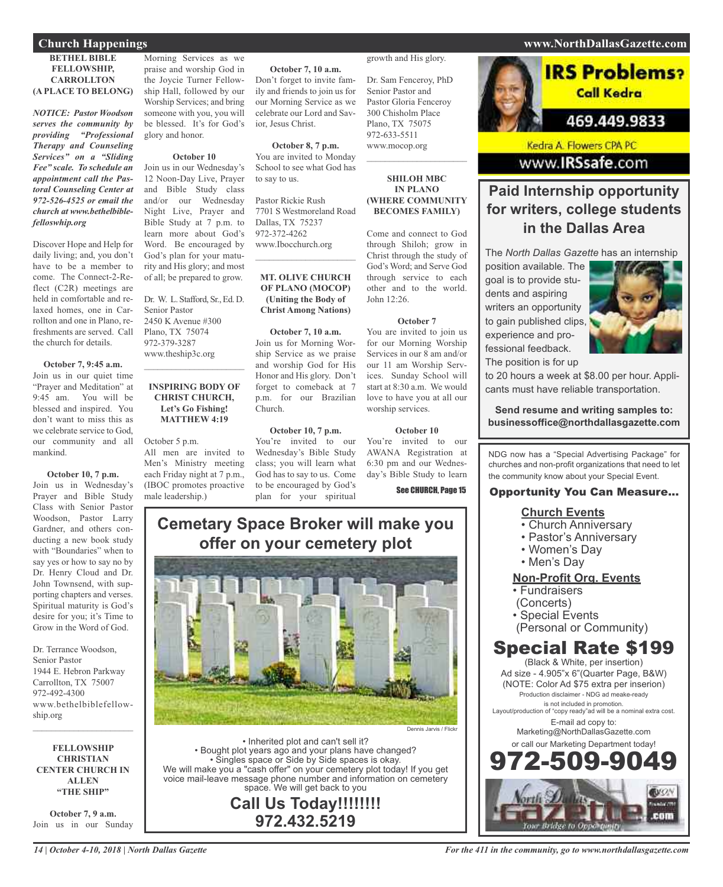## Church Happenings

**BETHEL BIBLE FELLOWSHIP, CARROLLTON (A PLACE TO BELONG)**

***NOTICE: Pastor Woodson serves the community by providing "Professional Therapy and Counseling Services" on a "Sliding Fee" scale. To schedule an appointment call the Pastoral Counseling Center at 972-526-4525 or email the church at www.bethelbiblefelloswhip.org***

Discover Hope and Help for daily living; and, you don't have to be a member to come. The Connect-2-Reflect (C2R) meetings are held in comfortable and relaxed homes, one in Carrollton and one in Plano, refreshments are served. Call the church for details.

**October 7, 9:45 a.m.**
Join us in our quiet time "Prayer and Meditation" at 9:45 am. You will be blessed and inspired. You don't want to miss this as we celebrate service to God, our community and all mankind.

**October 10, 7 p.m.**
Join us in Wednesday's Prayer and Bible Study Class with Senior Pastor Woodson, Pastor Larry Gardner, and others conducting a new book study with "Boundaries" when to say yes or how to say no by Dr. Henry Cloud and Dr. John Townsend, with supporting chapters and verses. Spiritual maturity is God's desire for you; it's Time to Grow in the Word of God.

Dr. Terrance Woodson,
Senior Pastor
1944 E. Hebron Parkway
Carrollton, TX 75007
972-492-4300
www.bethelbiblefellowship.org

---

**FELLOWSHIP CHRISTIAN CENTER CHURCH IN ALLEN "THE SHIP"**

**October 7, 9 a.m.**
Join us in our Sunday Morning Services as we praise and worship God in the Joycie Turner Fellowship Hall, followed by our Worship Services; and bring someone with you, you will be blessed. It's for God's glory and honor.

**October 10**
Join us in our Wednesday's 12 Noon-Day Live, Prayer and Bible Study class and/or our Wednesday Night Live, Prayer and Bible Study at 7 p.m. to learn more about God's Word. Be encouraged by God's plan for your maturity and His glory; and most of all; be prepared to grow.

Dr. W. L. Stafford, Sr., Ed. D.
Senior Pastor
2450 K Avenue #300
Plano, TX 75074
972-379-3287
www.theship3c.org

---

**INSPIRING BODY OF CHRIST CHURCH, Let's Go Fishing! MATTHEW 4:19**

October 5 p.m.
All men are invited to Men's Ministry meeting each Friday night at 7 p.m., (IBOC promotes proactive male leadership.)

**October 7, 10 a.m.**
Don't forget to invite family and friends to join us for our Morning Service as we celebrate our Lord and Savior, Jesus Christ.

**October 8, 7 p.m.**
You are invited to Monday School to see what God has to say to us.

Pastor Rickie Rush
7701 S Westmoreland Road
Dallas, TX 75237
972-372-4262
www.Ibocchurch.org

---

**MT. OLIVE CHURCH OF PLANO (MOCOP) (Uniting the Body of Christ Among Nations)**

**October 7, 10 a.m.**
Join us for Morning Worship Service as we praise and worship God for His Honor and His glory. Don't forget to comeback at 7 p.m. for our Brazilian Church.

**October 10, 7 p.m.**
You're invited to our Wednesday's Bible Study class; you will learn what God has to say to us. Come to be encouraged by God's plan for your spiritual growth and His glory.

Dr. Sam Fenceroy, PhD
Senior Pastor and
Pastor Gloria Fenceroy
300 Chisholm Place
Plano, TX 75075
972-633-5511
www.mocop.org

---

**SHILOH MBC IN PLANO (WHERE COMMUNITY BECOMES FAMILY)**

Come and connect to God through Shiloh; grow in Christ through the study of God's Word; and Serve God through service to each other and to the world. John 12:26.

**October 7**
You are invited to join us for our Morning Worship Services in our 8 am and/or our 11 am Worship Services. Sunday School will start at 8:30 a.m. We would love to have you at all our worship services.

**October 10**
You're invited to our AWANA Registration at 6:30 pm and our Wednesday's Bible Study to learn

See CHURCH, Page 15

---

## Cemetery Space Broker will make you offer on your cemetery plot

Dennis Jarvis / Flickr

- Inherited plot and can't sell it?
- Bought plot years ago and your plans have changed?
- Singles space or Side by Side spaces is okay.

We will make you a "cash offer" on your cemetery plot today! If you get voice mail-leave message phone number and information on cemetery space. We will get back to you

**Call Us Today!!!!!!!!**
**972.432.5219**

---

**IRS Problems? Call Kedra**
**469.449.9833**
Kedra A. Flowers CPA PC
www.IRSsafe.com

---

## Paid Internship opportunity for writers, college students in the Dallas Area

The *North Dallas Gazette* has an internship position available. The goal is to provide students and aspiring writers an opportunity to gain published clips, experience and professional feedback. The position is for up to 20 hours a week at $8.00 per hour. Applicants must have reliable transportation.

**Send resume and writing samples to: businessoffice@northdallasgazette.com**

---

NDG now has a "Special Advertising Package" for churches and non-profit organizations that need to let the community know about your Special Event.

**Opportunity You Can Measure...**

**Church Events**
- Church Anniversary
- Pastor's Anniversary
- Women's Day
- Men's Day

**Non-Profit Org. Events**
- Fundraisers (Concerts)
- Special Events (Personal or Community)

## Special Rate $199

(Black & White, per insertion)
Ad size - 4.905"x 6"(Quarter Page, B&W)
(NOTE: Color Ad $75 extra per inserion)
Production disclaimer - NDG ad meake-ready is not included in promotion.
Layout/production of "copy ready"ad will be a nominal extra cost.
E-mail ad copy to:
Marketing@NorthDallasGazette.com
or call our Marketing Department today!

**972-509-9049**

North Dallas Gazette .com — Your Bridge to Opportunity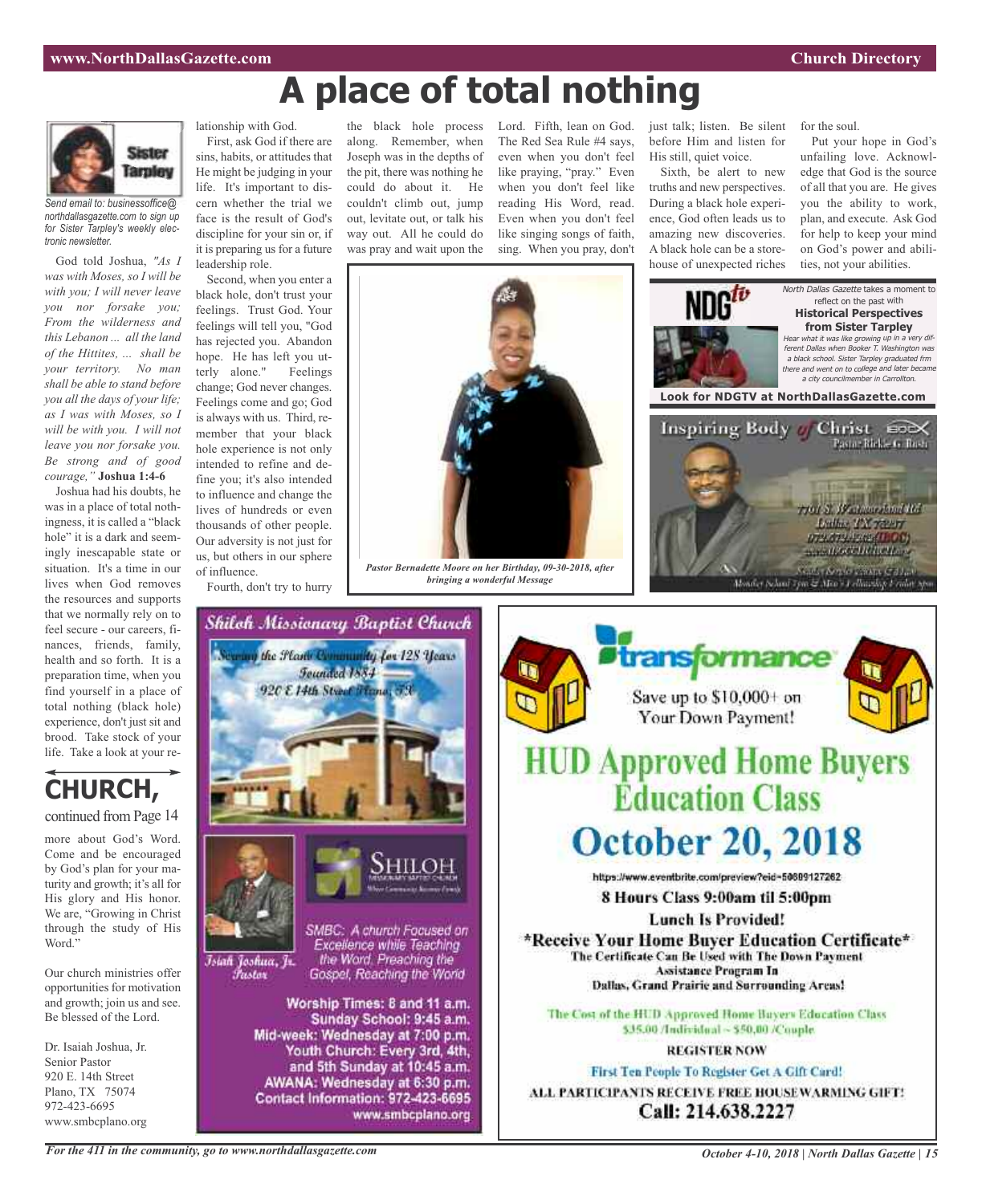# A place of total nothing

Sister Tarpley

*Send email to: businessoffice@northdallasgazette.com to sign up for Sister Tarpley's weekly electronic newsletter.*

God told Joshua, *"As I was with Moses, so I will be with you; I will never leave you nor forsake you; From the wilderness and this Lebanon ... all the land of the Hittites, ... shall be your territory. No man shall be able to stand before you all the days of your life; as I was with Moses, so I will be with you. I will not leave you nor forsake you. Be strong and of good courage,"* **Joshua 1:4-6**

Joshua had his doubts, he was in a place of total nothingness, it is called a "black hole" it is a dark and seemingly inescapable state or situation. It's a time in our lives when God removes the resources and supports that we normally rely on to feel secure - our careers, finances, friends, family, health and so forth. It is a preparation time, when you find yourself in a place of total nothing (black hole) experience, don't just sit and brood. Take stock of your life. Take a look at your relationship with God.

First, ask God if there are sins, habits, or attitudes that He might be judging in your life. It's important to discern whether the trial we face is the result of God's discipline for your sin or, if it is preparing us for a future leadership role.

Second, when you enter a black hole, don't trust your feelings. Trust God. Your feelings will tell you, "God has rejected you. Abandon hope. He has left you utterly alone." Feelings change; God never changes. Feelings come and go; God is always with us. Third, remember that your black hole experience is not only intended to refine and define you; it's also intended to influence and change the lives of hundreds or even thousands of other people. Our adversity is not just for us, but others in our sphere of influence.

Fourth, don't try to hurry the black hole process along. Remember, when Joseph was in the depths of the pit, there was nothing he could do about it. He couldn't climb out, jump out, levitate out, or talk his way out. All he could do was pray and wait upon the Lord. Fifth, lean on God. The Red Sea Rule #4 says, even when you don't feel like praying, "pray." Even when you don't feel like reading His Word, read. Even when you don't feel like singing songs of faith, sing. When you pray, don't just talk; listen. Be silent before Him and listen for His still, quiet voice.

Sixth, be alert to new truths and new perspectives. During a black hole experience, God often leads us to amazing new discoveries. A black hole can be a storehouse of unexpected riches for the soul.

Put your hope in God's unfailing love. Acknowledge that God is the source of all that you are. He gives you the ability to work, plan, and execute. Ask God for help to keep your mind on God's power and abilities, not your abilities.

*Pastor Bernadette Moore on her Birthday, 09-30-2018, after bringing a wonderful Message*

## CHURCH,

continued from Page 14

more about God's Word. Come and be encouraged by God's plan for your maturity and growth; it's all for His glory and His honor. We are, "Growing in Christ through the study of His Word."

Our church ministries offer opportunities for motivation and growth; join us and see. Be blessed of the Lord.

Dr. Isaiah Joshua, Jr.
Senior Pastor
920 E. 14th Street
Plano, TX 75074
972-423-6695
www.smbcplano.org

---

*North Dallas Gazette* takes a moment to reflect on the past with
**Historical Perspectives from Sister Tarpley**
*Hear what it was like growing up in a very different Dallas when Booker T. Washington was a black school. Sister Tarpley graduated frm there and went on to college and later became a city councilmember in Carrollton.*

**Look for NDGTV at NorthDallasGazette.com**

---

Inspiring Body of Christ
Pastor Rickie G. Rush
7701 S. Westmoreland Rd
Dallas, TX 75237

---

**Shiloh Missionary Baptist Church**

Serving the Plano Community for 128 Years
Founded 1884
920 E 14th Street Plano, TX

Isiah Joshua, Jr.
Pastor

SMBC: A church Focused on Excellence while Teaching the Word, Preaching the Gospel, Reaching the World

**Worship Times: 8 and 11 a.m.**
**Sunday School: 9:45 a.m.**
**Mid-week: Wednesday at 7:00 p.m.**
**Youth Church: Every 3rd, 4th, and 5th Sunday at 10:45 a.m.**
**AWANA: Wednesday at 6:30 p.m.**
**Contact Information: 972-423-6695**
**www.smbcplano.org**

---

**transformance**

Save up to $10,000+ on Your Down Payment!

# HUD Approved Home Buyers Education Class

# October 20, 2018

https://www.eventbrite.com/preview?eid=50809127262

**8 Hours Class 9:00am til 5:00pm**

**Lunch Is Provided!**

**\*Receive Your Home Buyer Education Certificate\***

**The Certificate Can Be Used with The Down Payment Assistance Program In Dallas, Grand Prairie and Surrounding Areas!**

The Cost of the HUD Approved Home Buyers Education Class $35.00 /Individual ~ $50.00 /Couple

**REGISTER NOW**

**First Ten People To Register Get A Gift Card!**

**ALL PARTICIPANTS RECEIVE FREE HOUSEWARMING GIFT!**

**Call: 214.638.2227**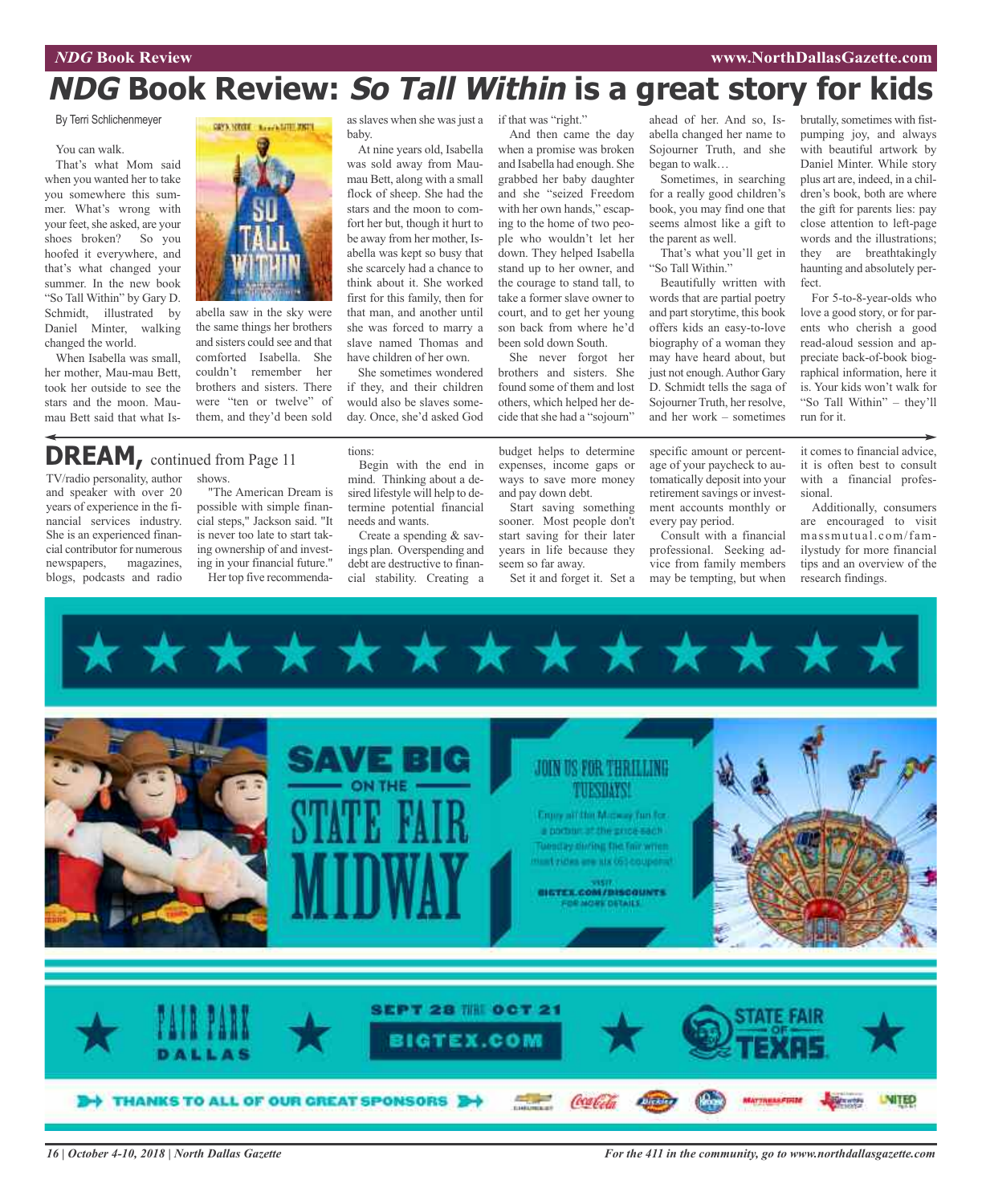# NDG Book Review: *So Tall Within* is a great story for kids

By Terri Schlichenmeyer

You can walk.

That's what Mom said when you wanted her to take you somewhere this summer. What's wrong with your feet, she asked, are your shoes broken? So you hoofed it everywhere, and that's what changed your summer. In the new book "So Tall Within" by Gary D. Schmidt, illustrated by Daniel Minter, walking changed the world.

When Isabella was small, her mother, Mau-mau Bett, took her outside to see the stars and the moon. Mau-mau Bett said that what Isabella saw in the sky were the same things her brothers and sisters could see and that comforted Isabella. She couldn't remember her brothers and sisters. There were "ten or twelve" of them, and they'd been sold as slaves when she was just a baby.

At nine years old, Isabella was sold away from Mau-mau Bett, along with a small flock of sheep. She had the stars and the moon to comfort her but, though it hurt to be away from her mother, Isabella was kept so busy that she scarcely had a chance to think about it. She worked first for this family, then for that man, and another until she was forced to marry a slave named Thomas and have children of her own.

She sometimes wondered if they, and their children would also be slaves someday. Once, she'd asked God if that was "right."

And then came the day when a promise was broken and Isabella had enough. She grabbed her baby daughter and she "seized Freedom with her own hands," escaping to the home of two people who wouldn't let her down. They helped Isabella stand up to her owner, and the courage to stand tall, to take a former slave owner to court, and to get her young son back from where he'd been sold down South.

She never forgot her brothers and sisters. She found some of them and lost others, which helped her decide that she had a "sojourn" ahead of her. And so, Isabella changed her name to Sojourner Truth, and she began to walk…

Sometimes, in searching for a really good children's book, you may find one that seems almost like a gift to the parent as well.

That's what you'll get in "So Tall Within."

Beautifully written with words that are partial poetry and part storytime, this book offers kids an easy-to-love biography of a woman they may have heard about, but just not enough. Author Gary D. Schmidt tells the saga of Sojourner Truth, her resolve, and her work – sometimes brutally, sometimes with fist-pumping joy, and always with beautiful artwork by Daniel Minter. While story plus art are, indeed, in a children's book, both are where the gift for parents lies: pay close attention to left-page words and the illustrations; they are breathtakingly haunting and absolutely perfect.

For 5-to-8-year-olds who love a good story, or for parents who cherish a good read-aloud session and appreciate back-of-book biographical information, here it is. Your kids won't walk for "So Tall Within" – they'll run for it.

## DREAM, continued from Page 11

TV/radio personality, author and speaker with over 20 years of experience in the financial services industry. She is an experienced financial contributor for numerous newspapers, magazines, blogs, podcasts and radio shows.

"The American Dream is possible with simple financial steps," Jackson said. "It is never too late to start taking ownership of and investing in your financial future."

Her top five recommendations:

Begin with the end in mind. Thinking about a desired lifestyle will help to determine potential financial needs and wants.

Create a spending & savings plan. Overspending and debt are destructive to financial stability. Creating a budget helps to determine expenses, income gaps or ways to save more money and pay down debt.

Start saving something sooner. Most people don't start saving for their later years in life because they seem so far away.

Set it and forget it. Set a specific amount or percentage of your paycheck to automatically deposit into your retirement savings or investment accounts monthly or every pay period.

Consult with a financial professional. Seeking advice from family members may be tempting, but when it comes to financial advice, it is often best to consult with a financial professional.

Additionally, consumers are encouraged to visit massmutual.com/familystudy for more financial tips and an overview of the research findings.

SAVE BIG ON THE STATE FAIR MIDWAY

JOIN US FOR THRILLING TUESDAYS!

Enjoy all the Midway fun for a portion of the price each Tuesday during the fair when most rides are six (6) coupons!

VISIT BIGTEX.COM/DISCOUNTS FOR MORE DETAILS.

FAIR PARK DALLAS

SEPT 28 THRU OCT 21

BIGTEX.COM

STATE FAIR OF TEXAS

THANKS TO ALL OF OUR GREAT SPONSORS